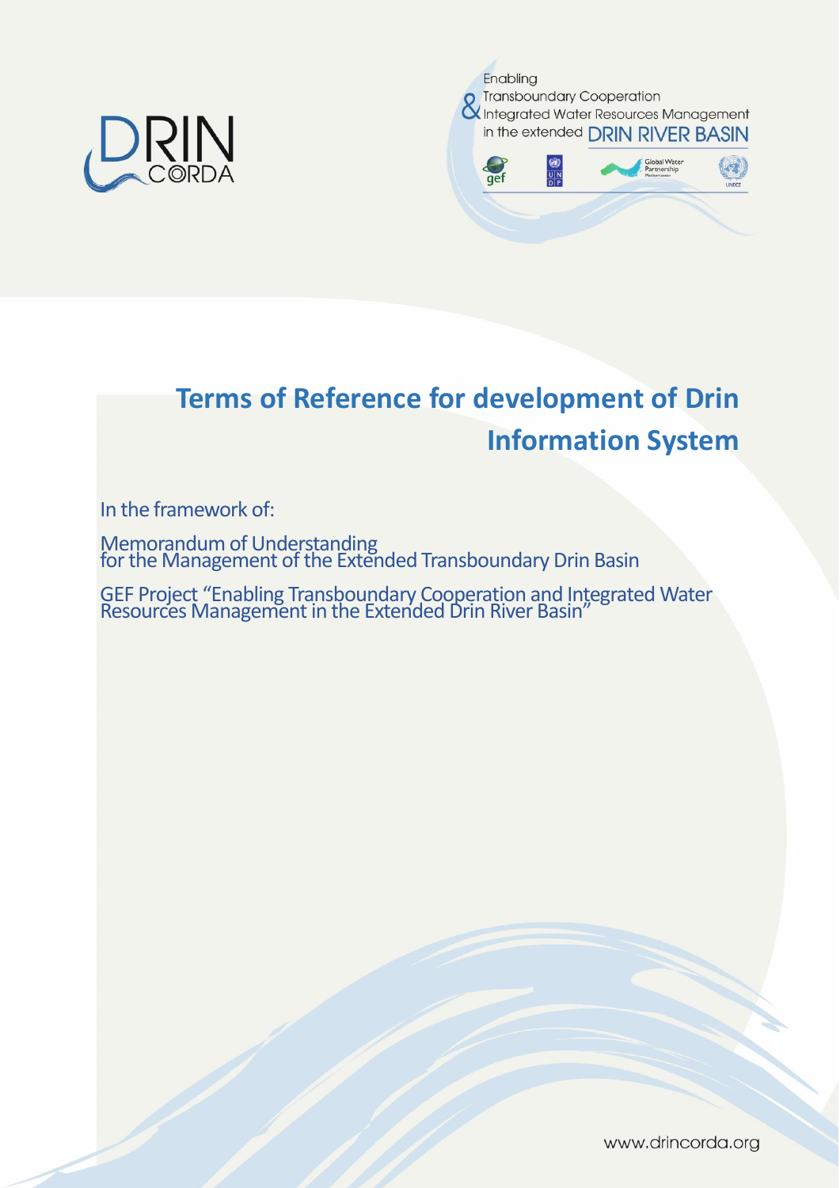DRIN CORDA

Enabling Transboundary Cooperation & Integrated Water Resources Management in the extended DRIN RIVER BASIN

# Terms of Reference for development of Drin Information System

In the framework of:

Memorandum of Understanding for the Management of the Extended Transboundary Drin Basin

GEF Project "Enabling Transboundary Cooperation and Integrated Water Resources Management in the Extended Drin River Basin"

www.drincorda.org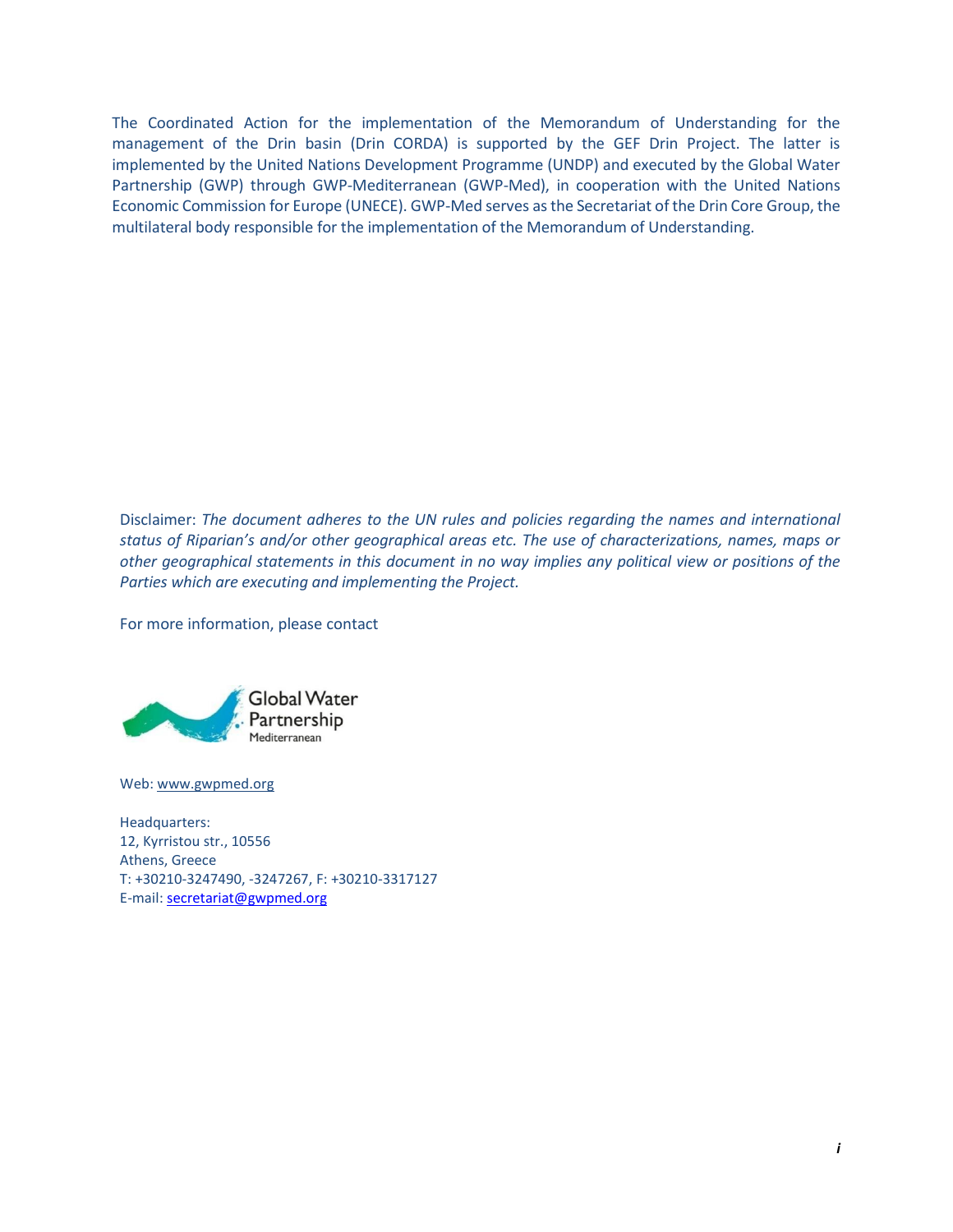The Coordinated Action for the implementation of the Memorandum of Understanding for the management of the Drin basin (Drin CORDA) is supported by the GEF Drin Project. The latter is implemented by the United Nations Development Programme (UNDP) and executed by the Global Water Partnership (GWP) through GWP-Mediterranean (GWP-Med), in cooperation with the United Nations Economic Commission for Europe (UNECE). GWP-Med serves as the Secretariat of the Drin Core Group, the multilateral body responsible for the implementation of the Memorandum of Understanding.

Disclaimer: *The document adheres to the UN rules and policies regarding the names and international status of Riparian's and/or other geographical areas etc. The use of characterizations, names, maps or other geographical statements in this document in no way implies any political view or positions of the Parties which are executing and implementing the Project.*

For more information, please contact

Global Water Partnership
Mediterranean

Web: www.gwpmed.org

Headquarters:
12, Kyrristou str., 10556
Athens, Greece
T: +30210-3247490, -3247267, F: +30210-3317127
E-mail: secretariat@gwpmed.org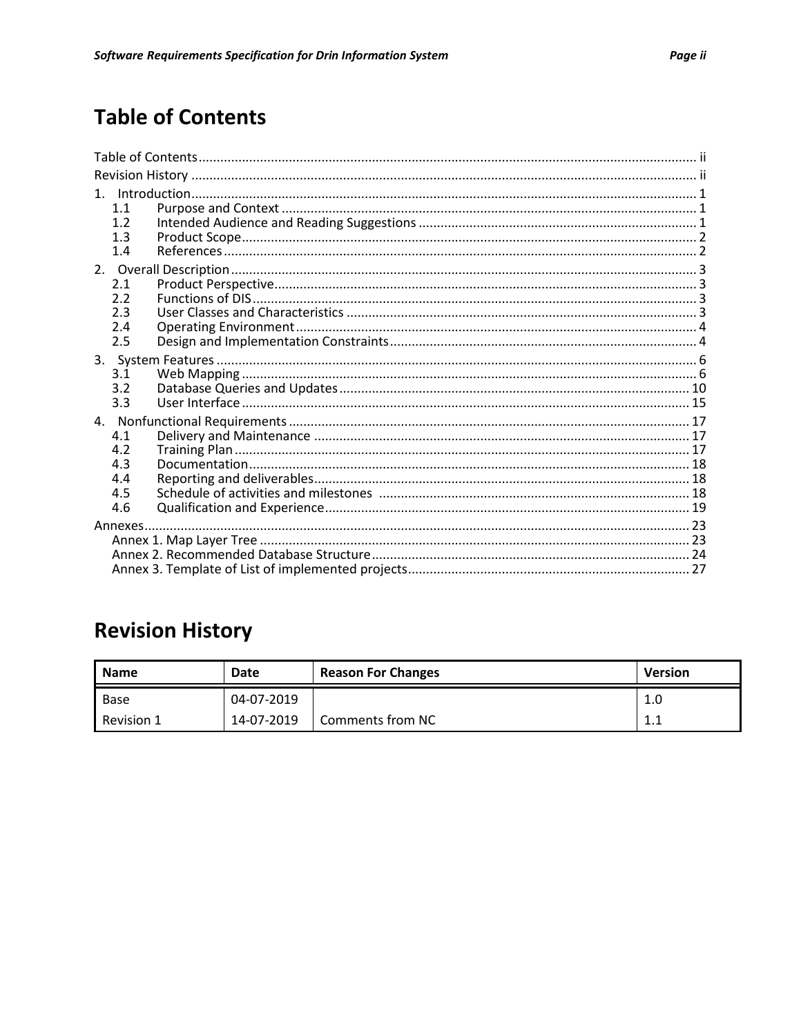# Table of Contents

Table of Contents ........ ii
Revision History ........ ii

1. Introduction ........ 1
   - 1.1 Purpose and Context ........ 1
   - 1.2 Intended Audience and Reading Suggestions ........ 1
   - 1.3 Product Scope ........ 2
   - 1.4 References ........ 2
2. Overall Description ........ 3
   - 2.1 Product Perspective ........ 3
   - 2.2 Functions of DIS ........ 3
   - 2.3 User Classes and Characteristics ........ 3
   - 2.4 Operating Environment ........ 4
   - 2.5 Design and Implementation Constraints ........ 4
3. System Features ........ 6
   - 3.1 Web Mapping ........ 6
   - 3.2 Database Queries and Updates ........ 10
   - 3.3 User Interface ........ 15
4. Nonfunctional Requirements ........ 17
   - 4.1 Delivery and Maintenance ........ 17
   - 4.2 Training Plan ........ 17
   - 4.3 Documentation ........ 18
   - 4.4 Reporting and deliverables ........ 18
   - 4.5 Schedule of activities and milestones ........ 18
   - 4.6 Qualification and Experience ........ 19

Annexes ........ 23
- Annex 1. Map Layer Tree ........ 23
- Annex 2. Recommended Database Structure ........ 24
- Annex 3. Template of List of implemented projects ........ 27

# Revision History

| Name | Date | Reason For Changes | Version |
| --- | --- | --- | --- |
| Base | 04-07-2019 | | 1.0 |
| Revision 1 | 14-07-2019 | Comments from NC | 1.1 |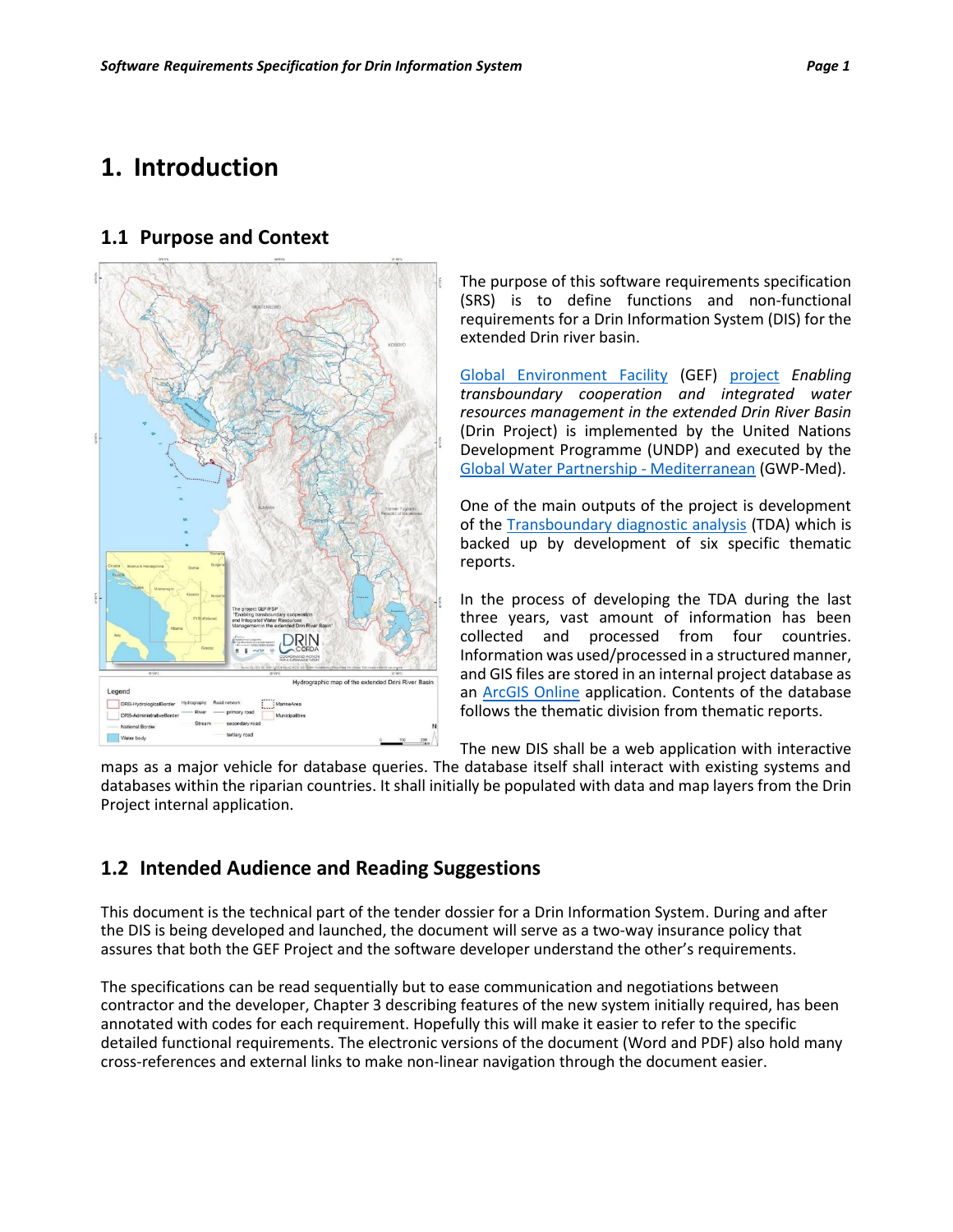# 1. Introduction

## 1.1 Purpose and Context

The purpose of this software requirements specification (SRS) is to define functions and non-functional requirements for a Drin Information System (DIS) for the extended Drin river basin.

Global Environment Facility (GEF) project *Enabling transboundary cooperation and integrated water resources management in the extended Drin River Basin* (Drin Project) is implemented by the United Nations Development Programme (UNDP) and executed by the Global Water Partnership - Mediterranean (GWP-Med).

One of the main outputs of the project is development of the Transboundary diagnostic analysis (TDA) which is backed up by development of six specific thematic reports.

In the process of developing the TDA during the last three years, vast amount of information has been collected and processed from four countries. Information was used/processed in a structured manner, and GIS files are stored in an internal project database as an ArcGIS Online application. Contents of the database follows the thematic division from thematic reports.

The new DIS shall be a web application with interactive maps as a major vehicle for database queries. The database itself shall interact with existing systems and databases within the riparian countries. It shall initially be populated with data and map layers from the Drin Project internal application.

## 1.2 Intended Audience and Reading Suggestions

This document is the technical part of the tender dossier for a Drin Information System. During and after the DIS is being developed and launched, the document will serve as a two-way insurance policy that assures that both the GEF Project and the software developer understand the other's requirements.

The specifications can be read sequentially but to ease communication and negotiations between contractor and the developer, Chapter 3 describing features of the new system initially required, has been annotated with codes for each requirement. Hopefully this will make it easier to refer to the specific detailed functional requirements. The electronic versions of the document (Word and PDF) also hold many cross-references and external links to make non-linear navigation through the document easier.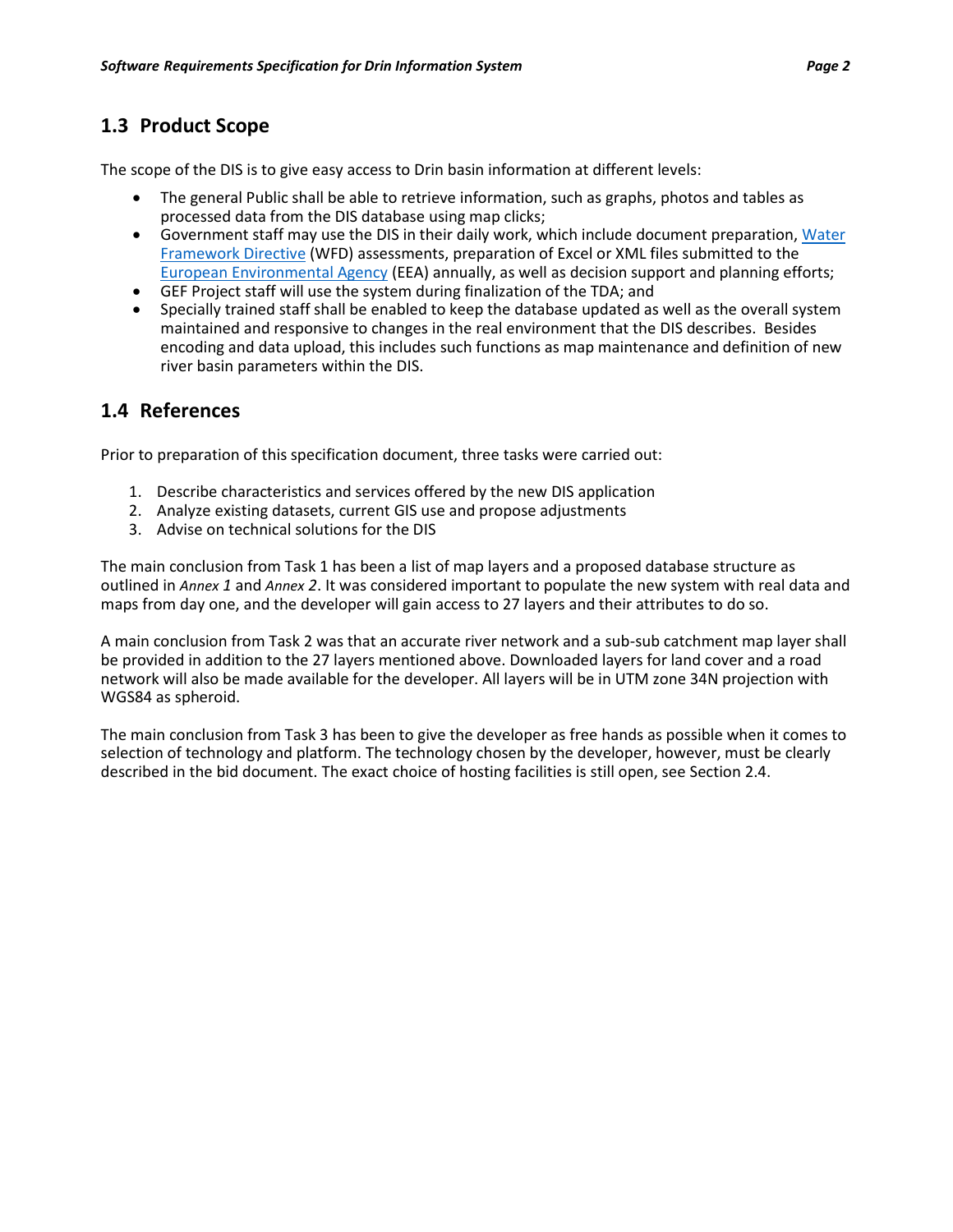## 1.3 Product Scope

The scope of the DIS is to give easy access to Drin basin information at different levels:

- The general Public shall be able to retrieve information, such as graphs, photos and tables as processed data from the DIS database using map clicks;
- Government staff may use the DIS in their daily work, which include document preparation, Water Framework Directive (WFD) assessments, preparation of Excel or XML files submitted to the European Environmental Agency (EEA) annually, as well as decision support and planning efforts;
- GEF Project staff will use the system during finalization of the TDA; and
- Specially trained staff shall be enabled to keep the database updated as well as the overall system maintained and responsive to changes in the real environment that the DIS describes. Besides encoding and data upload, this includes such functions as map maintenance and definition of new river basin parameters within the DIS.

## 1.4 References

Prior to preparation of this specification document, three tasks were carried out:

1. Describe characteristics and services offered by the new DIS application
2. Analyze existing datasets, current GIS use and propose adjustments
3. Advise on technical solutions for the DIS

The main conclusion from Task 1 has been a list of map layers and a proposed database structure as outlined in *Annex 1* and *Annex 2*. It was considered important to populate the new system with real data and maps from day one, and the developer will gain access to 27 layers and their attributes to do so.

A main conclusion from Task 2 was that an accurate river network and a sub-sub catchment map layer shall be provided in addition to the 27 layers mentioned above. Downloaded layers for land cover and a road network will also be made available for the developer. All layers will be in UTM zone 34N projection with WGS84 as spheroid.

The main conclusion from Task 3 has been to give the developer as free hands as possible when it comes to selection of technology and platform. The technology chosen by the developer, however, must be clearly described in the bid document. The exact choice of hosting facilities is still open, see Section 2.4.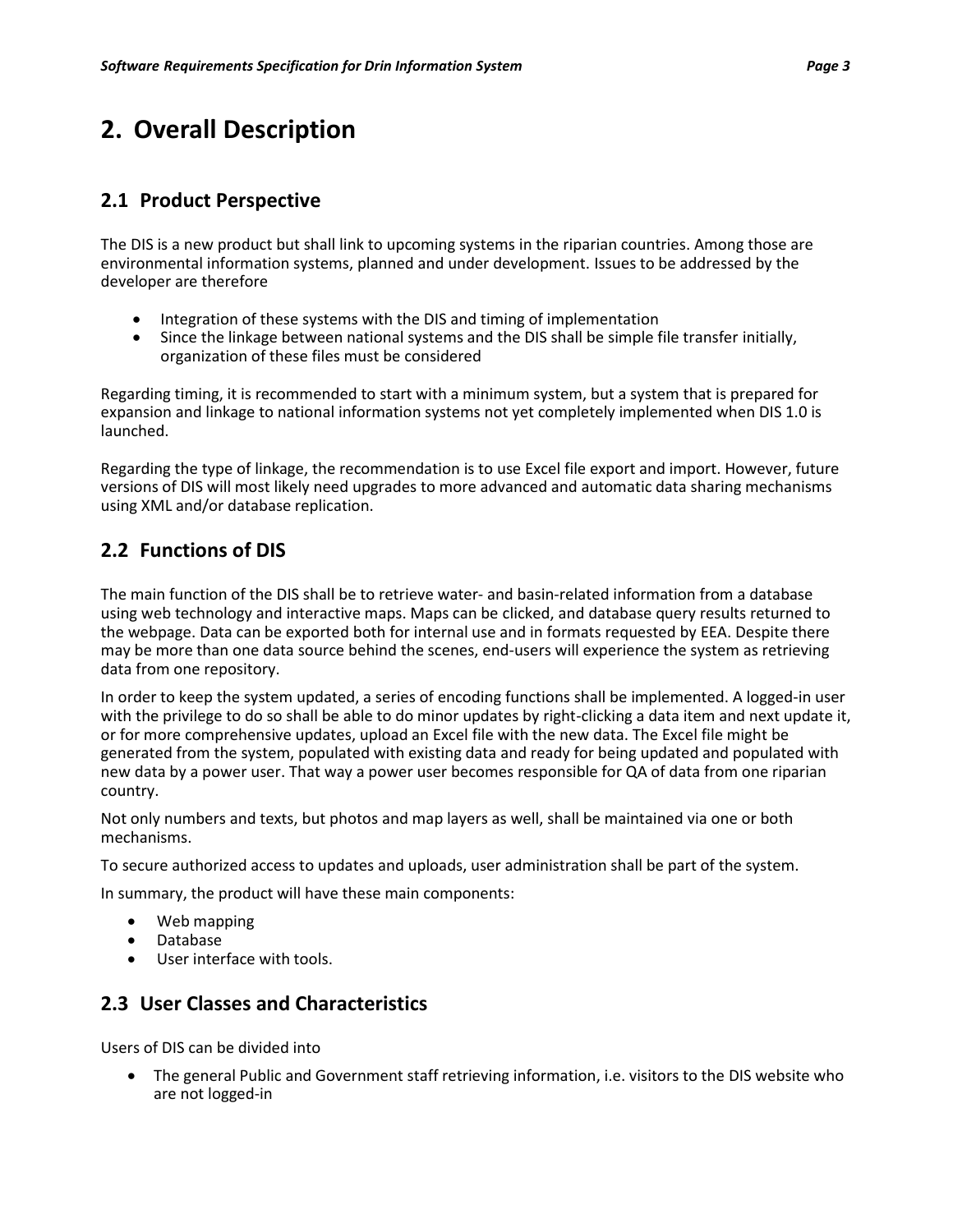# 2. Overall Description

## 2.1 Product Perspective

The DIS is a new product but shall link to upcoming systems in the riparian countries. Among those are environmental information systems, planned and under development. Issues to be addressed by the developer are therefore

- Integration of these systems with the DIS and timing of implementation
- Since the linkage between national systems and the DIS shall be simple file transfer initially, organization of these files must be considered

Regarding timing, it is recommended to start with a minimum system, but a system that is prepared for expansion and linkage to national information systems not yet completely implemented when DIS 1.0 is launched.

Regarding the type of linkage, the recommendation is to use Excel file export and import. However, future versions of DIS will most likely need upgrades to more advanced and automatic data sharing mechanisms using XML and/or database replication.

## 2.2 Functions of DIS

The main function of the DIS shall be to retrieve water- and basin-related information from a database using web technology and interactive maps. Maps can be clicked, and database query results returned to the webpage. Data can be exported both for internal use and in formats requested by EEA. Despite there may be more than one data source behind the scenes, end-users will experience the system as retrieving data from one repository.

In order to keep the system updated, a series of encoding functions shall be implemented. A logged-in user with the privilege to do so shall be able to do minor updates by right-clicking a data item and next update it, or for more comprehensive updates, upload an Excel file with the new data. The Excel file might be generated from the system, populated with existing data and ready for being updated and populated with new data by a power user. That way a power user becomes responsible for QA of data from one riparian country.

Not only numbers and texts, but photos and map layers as well, shall be maintained via one or both mechanisms.

To secure authorized access to updates and uploads, user administration shall be part of the system.

In summary, the product will have these main components:

- Web mapping
- Database
- User interface with tools.

## 2.3 User Classes and Characteristics

Users of DIS can be divided into

- The general Public and Government staff retrieving information, i.e. visitors to the DIS website who are not logged-in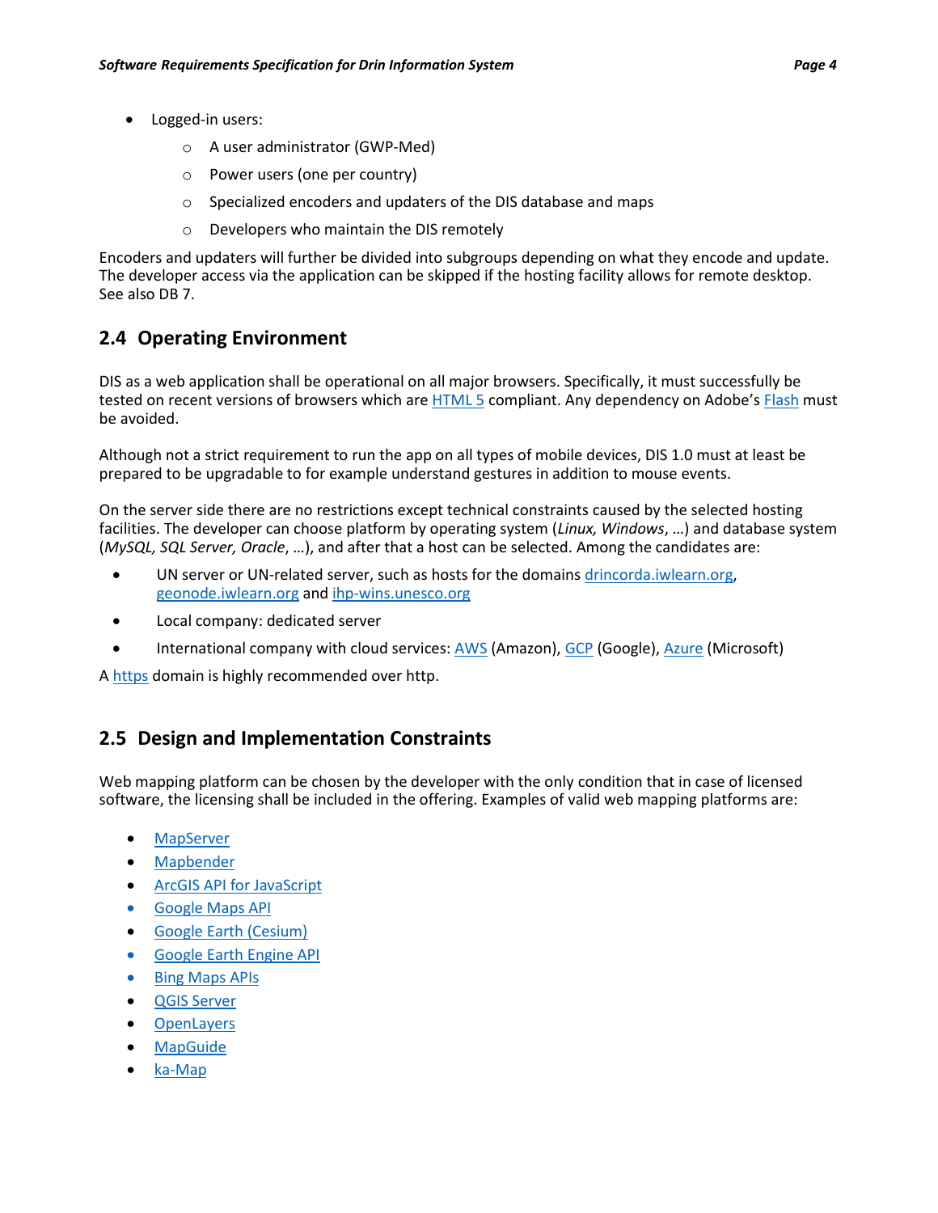- Logged-in users:
  - A user administrator (GWP-Med)
  - Power users (one per country)
  - Specialized encoders and updaters of the DIS database and maps
  - Developers who maintain the DIS remotely

Encoders and updaters will further be divided into subgroups depending on what they encode and update. The developer access via the application can be skipped if the hosting facility allows for remote desktop. See also DB 7.

## 2.4 Operating Environment

DIS as a web application shall be operational on all major browsers. Specifically, it must successfully be tested on recent versions of browsers which are HTML 5 compliant. Any dependency on Adobe's Flash must be avoided.

Although not a strict requirement to run the app on all types of mobile devices, DIS 1.0 must at least be prepared to be upgradable to for example understand gestures in addition to mouse events.

On the server side there are no restrictions except technical constraints caused by the selected hosting facilities. The developer can choose platform by operating system (*Linux, Windows*, …) and database system (*MySQL, SQL Server, Oracle*, …), and after that a host can be selected. Among the candidates are:

- UN server or UN-related server, such as hosts for the domains drincorda.iwlearn.org, geonode.iwlearn.org and ihp-wins.unesco.org
- Local company: dedicated server
- International company with cloud services: AWS (Amazon), GCP (Google), Azure (Microsoft)

A https domain is highly recommended over http.

## 2.5 Design and Implementation Constraints

Web mapping platform can be chosen by the developer with the only condition that in case of licensed software, the licensing shall be included in the offering. Examples of valid web mapping platforms are:

- MapServer
- Mapbender
- ArcGIS API for JavaScript
- Google Maps API
- Google Earth (Cesium)
- Google Earth Engine API
- Bing Maps APIs
- QGIS Server
- OpenLayers
- MapGuide
- ka-Map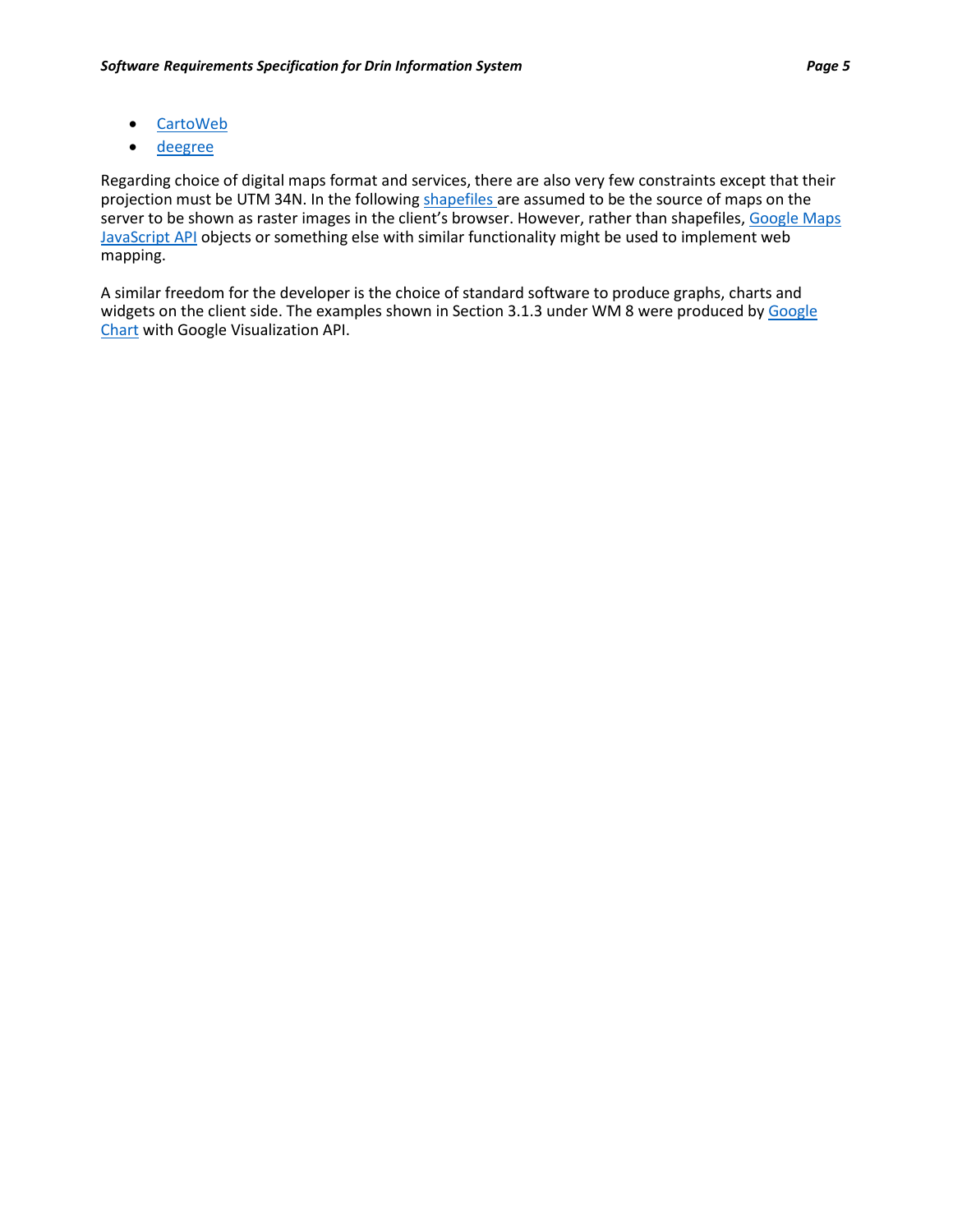- CartoWeb
- deegree

Regarding choice of digital maps format and services, there are also very few constraints except that their projection must be UTM 34N. In the following shapefiles are assumed to be the source of maps on the server to be shown as raster images in the client's browser. However, rather than shapefiles, Google Maps JavaScript API objects or something else with similar functionality might be used to implement web mapping.

A similar freedom for the developer is the choice of standard software to produce graphs, charts and widgets on the client side. The examples shown in Section 3.1.3 under WM 8 were produced by Google Chart with Google Visualization API.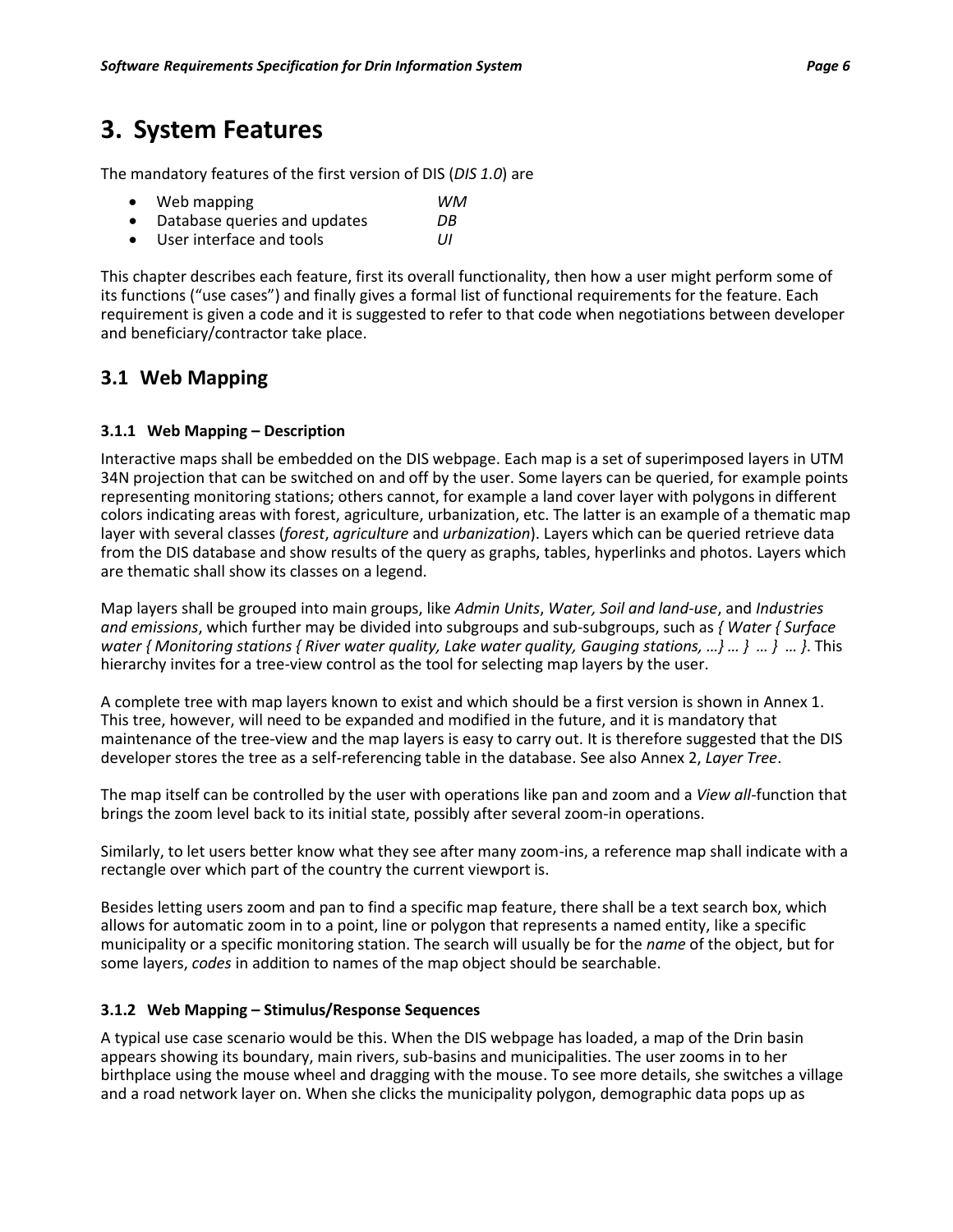# 3. System Features

The mandatory features of the first version of DIS (*DIS 1.0*) are

- Web mapping *WM*
- Database queries and updates *DB*
- User interface and tools *UI*

This chapter describes each feature, first its overall functionality, then how a user might perform some of its functions ("use cases") and finally gives a formal list of functional requirements for the feature. Each requirement is given a code and it is suggested to refer to that code when negotiations between developer and beneficiary/contractor take place.

## 3.1 Web Mapping

### 3.1.1 Web Mapping – Description

Interactive maps shall be embedded on the DIS webpage. Each map is a set of superimposed layers in UTM 34N projection that can be switched on and off by the user. Some layers can be queried, for example points representing monitoring stations; others cannot, for example a land cover layer with polygons in different colors indicating areas with forest, agriculture, urbanization, etc. The latter is an example of a thematic map layer with several classes (*forest*, *agriculture* and *urbanization*). Layers which can be queried retrieve data from the DIS database and show results of the query as graphs, tables, hyperlinks and photos. Layers which are thematic shall show its classes on a legend.

Map layers shall be grouped into main groups, like *Admin Units*, *Water, Soil and land-use*, and *Industries and emissions*, which further may be divided into subgroups and sub-subgroups, such as *{ Water { Surface water { Monitoring stations { River water quality, Lake water quality, Gauging stations, …} … } … } … }*. This hierarchy invites for a tree-view control as the tool for selecting map layers by the user.

A complete tree with map layers known to exist and which should be a first version is shown in Annex 1. This tree, however, will need to be expanded and modified in the future, and it is mandatory that maintenance of the tree-view and the map layers is easy to carry out. It is therefore suggested that the DIS developer stores the tree as a self-referencing table in the database. See also Annex 2, *Layer Tree*.

The map itself can be controlled by the user with operations like pan and zoom and a *View all*-function that brings the zoom level back to its initial state, possibly after several zoom-in operations.

Similarly, to let users better know what they see after many zoom-ins, a reference map shall indicate with a rectangle over which part of the country the current viewport is.

Besides letting users zoom and pan to find a specific map feature, there shall be a text search box, which allows for automatic zoom in to a point, line or polygon that represents a named entity, like a specific municipality or a specific monitoring station. The search will usually be for the *name* of the object, but for some layers, *codes* in addition to names of the map object should be searchable.

### 3.1.2 Web Mapping – Stimulus/Response Sequences

A typical use case scenario would be this. When the DIS webpage has loaded, a map of the Drin basin appears showing its boundary, main rivers, sub-basins and municipalities. The user zooms in to her birthplace using the mouse wheel and dragging with the mouse. To see more details, she switches a village and a road network layer on. When she clicks the municipality polygon, demographic data pops up as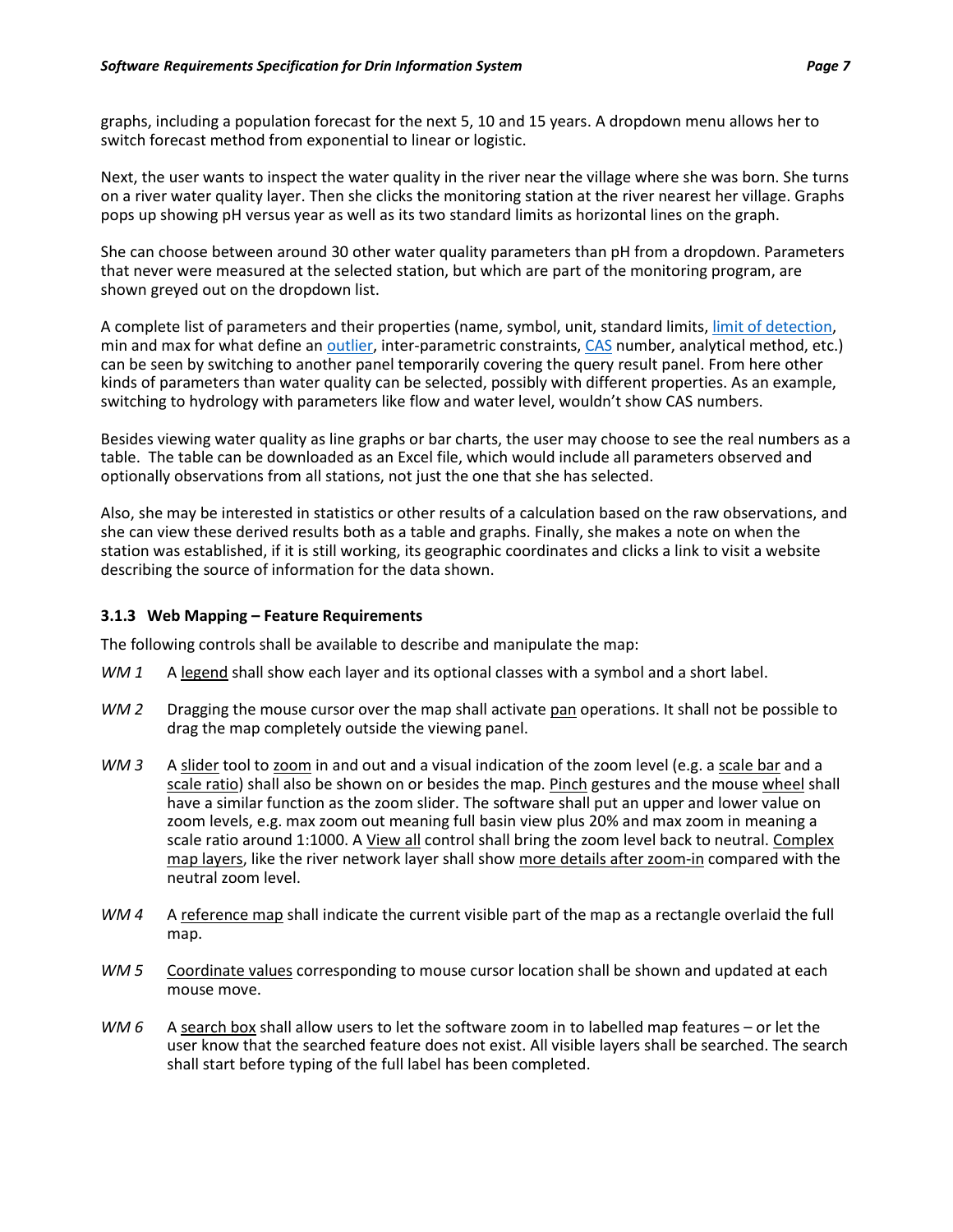graphs, including a population forecast for the next 5, 10 and 15 years. A dropdown menu allows her to switch forecast method from exponential to linear or logistic.

Next, the user wants to inspect the water quality in the river near the village where she was born. She turns on a river water quality layer. Then she clicks the monitoring station at the river nearest her village. Graphs pops up showing pH versus year as well as its two standard limits as horizontal lines on the graph.

She can choose between around 30 other water quality parameters than pH from a dropdown. Parameters that never were measured at the selected station, but which are part of the monitoring program, are shown greyed out on the dropdown list.

A complete list of parameters and their properties (name, symbol, unit, standard limits, limit of detection, min and max for what define an outlier, inter-parametric constraints, CAS number, analytical method, etc.) can be seen by switching to another panel temporarily covering the query result panel. From here other kinds of parameters than water quality can be selected, possibly with different properties. As an example, switching to hydrology with parameters like flow and water level, wouldn't show CAS numbers.

Besides viewing water quality as line graphs or bar charts, the user may choose to see the real numbers as a table. The table can be downloaded as an Excel file, which would include all parameters observed and optionally observations from all stations, not just the one that she has selected.

Also, she may be interested in statistics or other results of a calculation based on the raw observations, and she can view these derived results both as a table and graphs. Finally, she makes a note on when the station was established, if it is still working, its geographic coordinates and clicks a link to visit a website describing the source of information for the data shown.

### 3.1.3 Web Mapping – Feature Requirements

The following controls shall be available to describe and manipulate the map:

*WM 1* A legend shall show each layer and its optional classes with a symbol and a short label.

*WM 2* Dragging the mouse cursor over the map shall activate pan operations. It shall not be possible to drag the map completely outside the viewing panel.

*WM 3* A slider tool to zoom in and out and a visual indication of the zoom level (e.g. a scale bar and a scale ratio) shall also be shown on or besides the map. Pinch gestures and the mouse wheel shall have a similar function as the zoom slider. The software shall put an upper and lower value on zoom levels, e.g. max zoom out meaning full basin view plus 20% and max zoom in meaning a scale ratio around 1:1000. A View all control shall bring the zoom level back to neutral. Complex map layers, like the river network layer shall show more details after zoom-in compared with the neutral zoom level.

*WM 4* A reference map shall indicate the current visible part of the map as a rectangle overlaid the full map.

*WM 5* Coordinate values corresponding to mouse cursor location shall be shown and updated at each mouse move.

*WM 6* A search box shall allow users to let the software zoom in to labelled map features – or let the user know that the searched feature does not exist. All visible layers shall be searched. The search shall start before typing of the full label has been completed.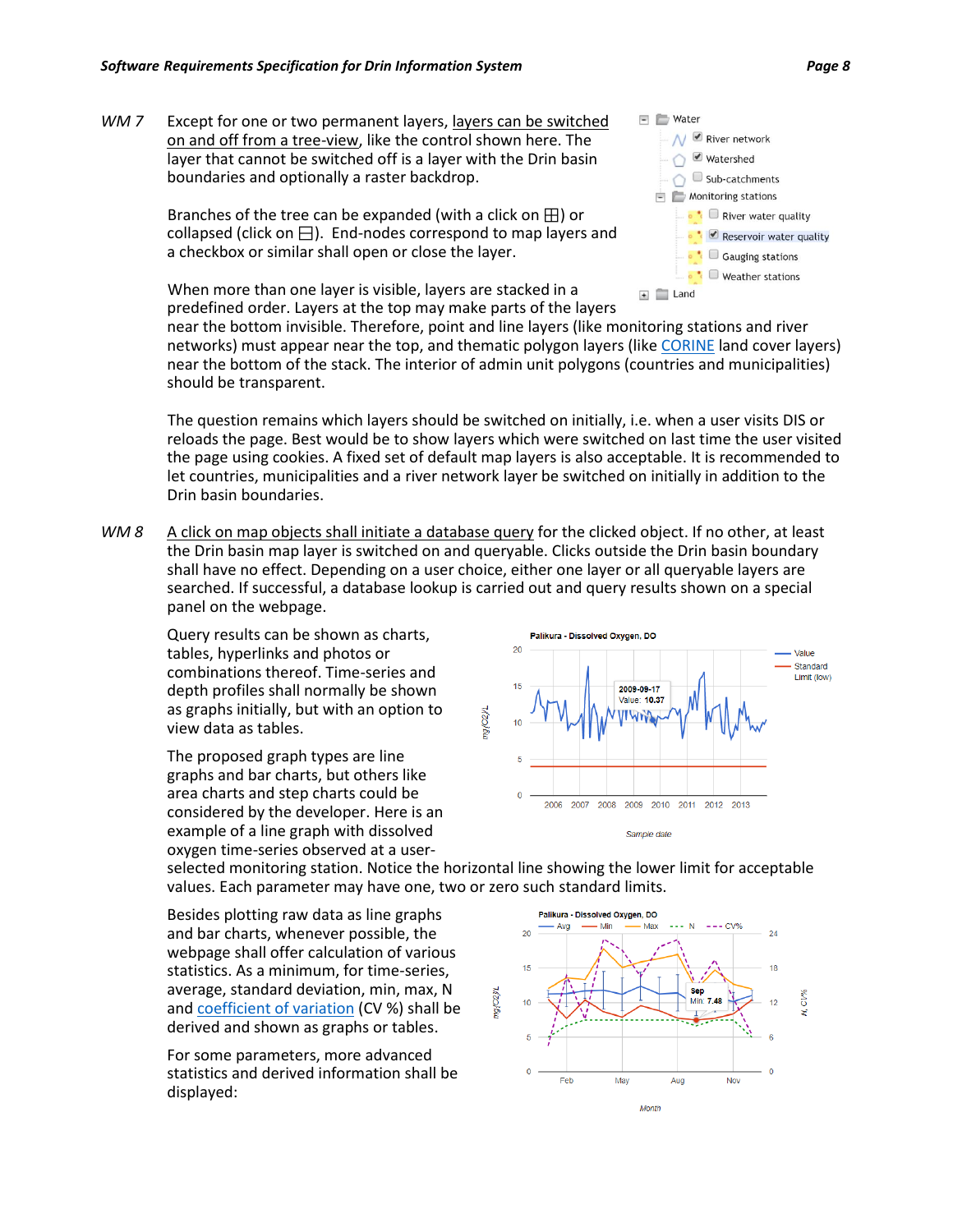*WM 7* Except for one or two permanent layers, layers can be switched on and off from a tree-view, like the control shown here. The layer that cannot be switched off is a layer with the Drin basin boundaries and optionally a raster backdrop.

Branches of the tree can be expanded (with a click on ⊞) or collapsed (click on ⊟). End-nodes correspond to map layers and a checkbox or similar shall open or close the layer.

When more than one layer is visible, layers are stacked in a predefined order. Layers at the top may make parts of the layers near the bottom invisible. Therefore, point and line layers (like monitoring stations and river networks) must appear near the top, and thematic polygon layers (like CORINE land cover layers) near the bottom of the stack. The interior of admin unit polygons (countries and municipalities) should be transparent.

The question remains which layers should be switched on initially, i.e. when a user visits DIS or reloads the page. Best would be to show layers which were switched on last time the user visited the page using cookies. A fixed set of default map layers is also acceptable. It is recommended to let countries, municipalities and a river network layer be switched on initially in addition to the Drin basin boundaries.

*WM 8* A click on map objects shall initiate a database query for the clicked object. If no other, at least the Drin basin map layer is switched on and queryable. Clicks outside the Drin basin boundary shall have no effect. Depending on a user choice, either one layer or all queryable layers are searched. If successful, a database lookup is carried out and query results shown on a special panel on the webpage.

Query results can be shown as charts, tables, hyperlinks and photos or combinations thereof. Time-series and depth profiles shall normally be shown as graphs initially, but with an option to view data as tables.

The proposed graph types are line graphs and bar charts, but others like area charts and step charts could be considered by the developer. Here is an example of a line graph with dissolved oxygen time-series observed at a user-selected monitoring station. Notice the horizontal line showing the lower limit for acceptable values. Each parameter may have one, two or zero such standard limits.

Besides plotting raw data as line graphs and bar charts, whenever possible, the webpage shall offer calculation of various statistics. As a minimum, for time-series, average, standard deviation, min, max, N and coefficient of variation (CV %) shall be derived and shown as graphs or tables.

For some parameters, more advanced statistics and derived information shall be displayed: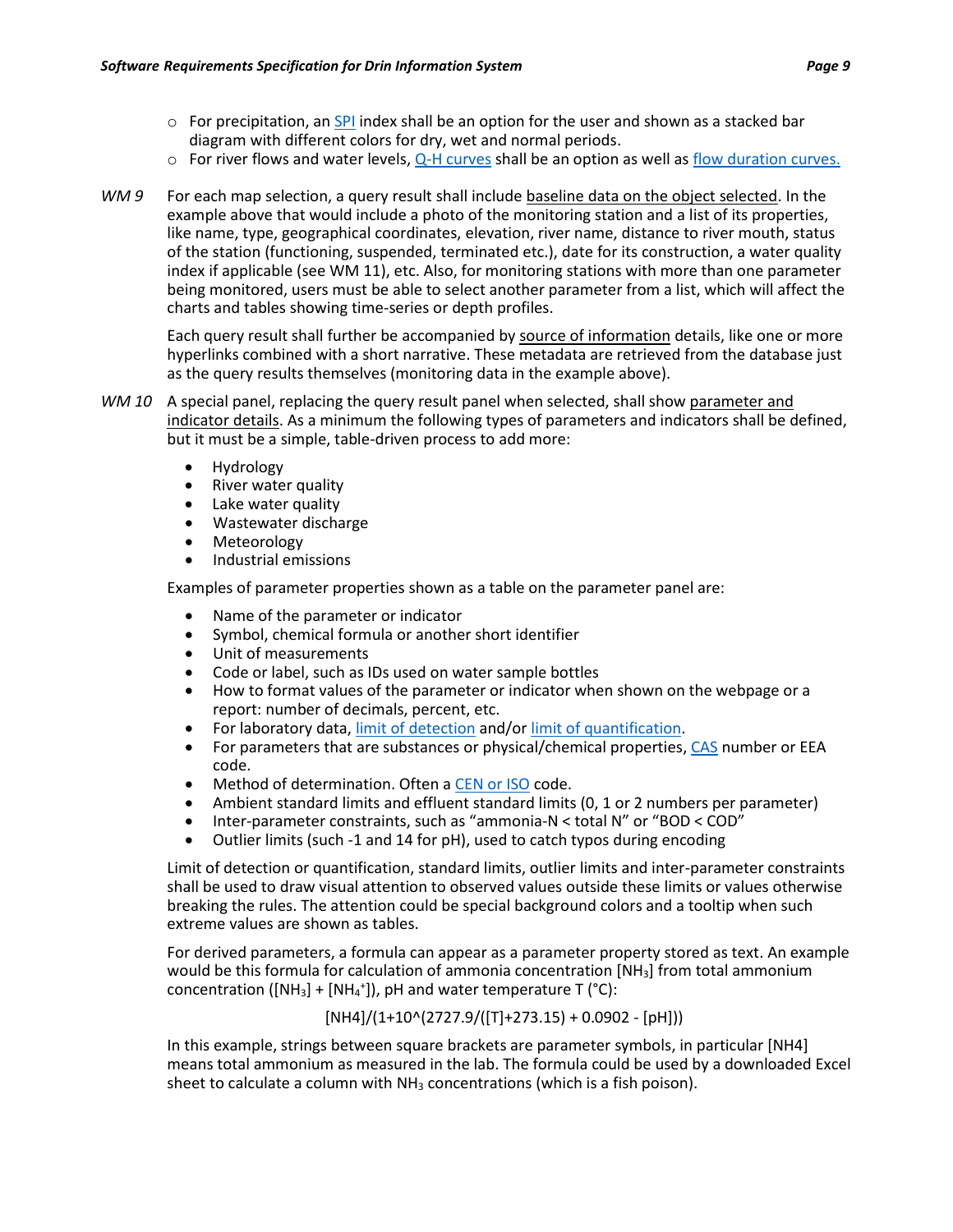- For precipitation, an SPI index shall be an option for the user and shown as a stacked bar diagram with different colors for dry, wet and normal periods.
- For river flows and water levels, Q-H curves shall be an option as well as flow duration curves.

*WM 9* For each map selection, a query result shall include baseline data on the object selected. In the example above that would include a photo of the monitoring station and a list of its properties, like name, type, geographical coordinates, elevation, river name, distance to river mouth, status of the station (functioning, suspended, terminated etc.), date for its construction, a water quality index if applicable (see WM 11), etc. Also, for monitoring stations with more than one parameter being monitored, users must be able to select another parameter from a list, which will affect the charts and tables showing time-series or depth profiles.

Each query result shall further be accompanied by source of information details, like one or more hyperlinks combined with a short narrative. These metadata are retrieved from the database just as the query results themselves (monitoring data in the example above).

*WM 10* A special panel, replacing the query result panel when selected, shall show parameter and indicator details. As a minimum the following types of parameters and indicators shall be defined, but it must be a simple, table-driven process to add more:

- Hydrology
- River water quality
- Lake water quality
- Wastewater discharge
- Meteorology
- Industrial emissions

Examples of parameter properties shown as a table on the parameter panel are:

- Name of the parameter or indicator
- Symbol, chemical formula or another short identifier
- Unit of measurements
- Code or label, such as IDs used on water sample bottles
- How to format values of the parameter or indicator when shown on the webpage or a report: number of decimals, percent, etc.
- For laboratory data, limit of detection and/or limit of quantification.
- For parameters that are substances or physical/chemical properties, CAS number or EEA code.
- Method of determination. Often a CEN or ISO code.
- Ambient standard limits and effluent standard limits (0, 1 or 2 numbers per parameter)
- Inter-parameter constraints, such as "ammonia-N < total N" or "BOD < COD"
- Outlier limits (such -1 and 14 for pH), used to catch typos during encoding

Limit of detection or quantification, standard limits, outlier limits and inter-parameter constraints shall be used to draw visual attention to observed values outside these limits or values otherwise breaking the rules. The attention could be special background colors and a tooltip when such extreme values are shown as tables.

For derived parameters, a formula can appear as a parameter property stored as text. An example would be this formula for calculation of ammonia concentration [$NH_3$] from total ammonium concentration ([$NH_3$] + [$NH_4^+$]), pH and water temperature T (°C):

[NH4]/(1+10^(2727.9/([T]+273.15) + 0.0902 - [pH]))

In this example, strings between square brackets are parameter symbols, in particular [NH4] means total ammonium as measured in the lab. The formula could be used by a downloaded Excel sheet to calculate a column with $NH_3$ concentrations (which is a fish poison).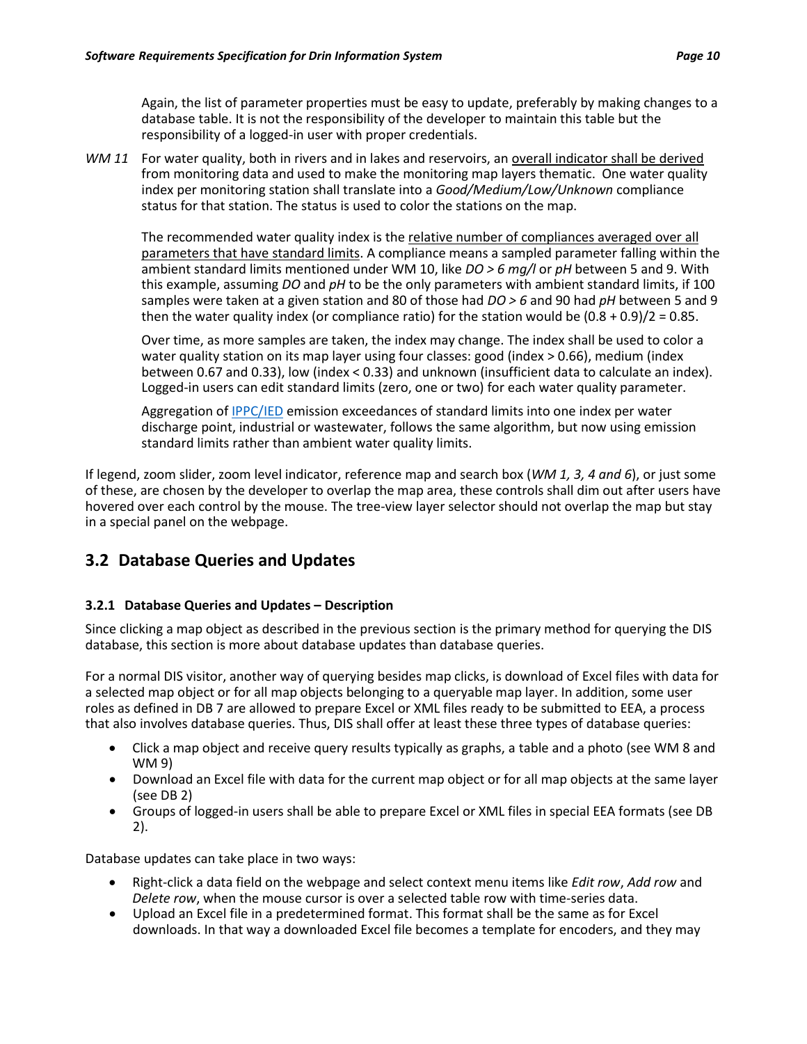Again, the list of parameter properties must be easy to update, preferably by making changes to a database table. It is not the responsibility of the developer to maintain this table but the responsibility of a logged-in user with proper credentials.

*WM 11* For water quality, both in rivers and in lakes and reservoirs, an overall indicator shall be derived from monitoring data and used to make the monitoring map layers thematic. One water quality index per monitoring station shall translate into a *Good/Medium/Low/Unknown* compliance status for that station. The status is used to color the stations on the map.

The recommended water quality index is the relative number of compliances averaged over all parameters that have standard limits. A compliance means a sampled parameter falling within the ambient standard limits mentioned under WM 10, like *DO > 6 mg/l* or *pH* between 5 and 9. With this example, assuming *DO* and *pH* to be the only parameters with ambient standard limits, if 100 samples were taken at a given station and 80 of those had *DO > 6* and 90 had *pH* between 5 and 9 then the water quality index (or compliance ratio) for the station would be (0.8 + 0.9)/2 = 0.85.

Over time, as more samples are taken, the index may change. The index shall be used to color a water quality station on its map layer using four classes: good (index > 0.66), medium (index between 0.67 and 0.33), low (index < 0.33) and unknown (insufficient data to calculate an index). Logged-in users can edit standard limits (zero, one or two) for each water quality parameter.

Aggregation of [IPPC/IED] emission exceedances of standard limits into one index per water discharge point, industrial or wastewater, follows the same algorithm, but now using emission standard limits rather than ambient water quality limits.

If legend, zoom slider, zoom level indicator, reference map and search box (*WM 1, 3, 4 and 6*), or just some of these, are chosen by the developer to overlap the map area, these controls shall dim out after users have hovered over each control by the mouse. The tree-view layer selector should not overlap the map but stay in a special panel on the webpage.

## 3.2 Database Queries and Updates

### 3.2.1 Database Queries and Updates – Description

Since clicking a map object as described in the previous section is the primary method for querying the DIS database, this section is more about database updates than database queries.

For a normal DIS visitor, another way of querying besides map clicks, is download of Excel files with data for a selected map object or for all map objects belonging to a queryable map layer. In addition, some user roles as defined in DB 7 are allowed to prepare Excel or XML files ready to be submitted to EEA, a process that also involves database queries. Thus, DIS shall offer at least these three types of database queries:

- Click a map object and receive query results typically as graphs, a table and a photo (see WM 8 and WM 9)
- Download an Excel file with data for the current map object or for all map objects at the same layer (see DB 2)
- Groups of logged-in users shall be able to prepare Excel or XML files in special EEA formats (see DB 2).

Database updates can take place in two ways:

- Right-click a data field on the webpage and select context menu items like *Edit row*, *Add row* and *Delete row*, when the mouse cursor is over a selected table row with time-series data.
- Upload an Excel file in a predetermined format. This format shall be the same as for Excel downloads. In that way a downloaded Excel file becomes a template for encoders, and they may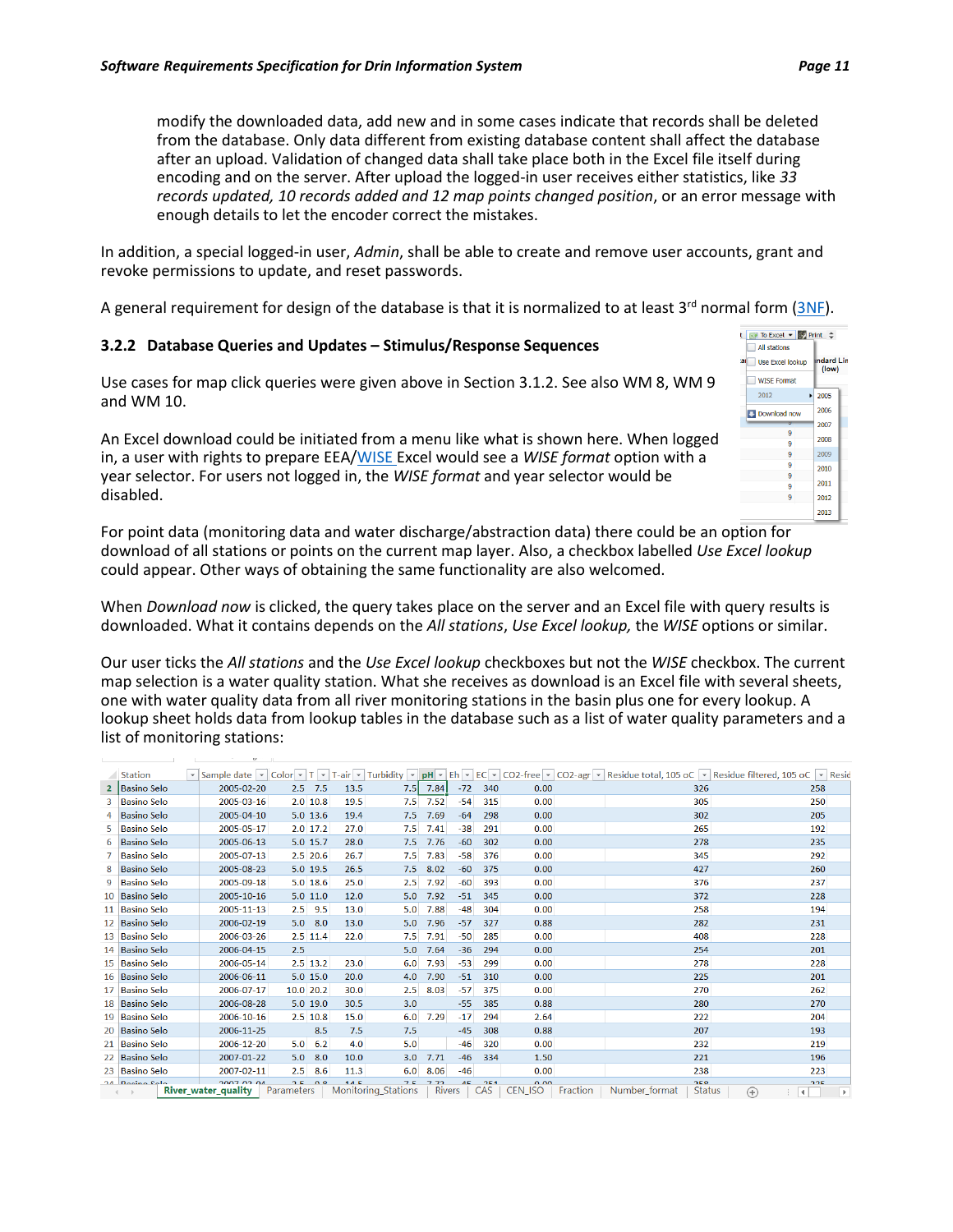modify the downloaded data, add new and in some cases indicate that records shall be deleted from the database. Only data different from existing database content shall affect the database after an upload. Validation of changed data shall take place both in the Excel file itself during encoding and on the server. After upload the logged-in user receives either statistics, like *33 records updated, 10 records added and 12 map points changed position*, or an error message with enough details to let the encoder correct the mistakes.

In addition, a special logged-in user, *Admin*, shall be able to create and remove user accounts, grant and revoke permissions to update, and reset passwords.

A general requirement for design of the database is that it is normalized to at least 3rd normal form (3NF).

### 3.2.2 Database Queries and Updates – Stimulus/Response Sequences

Use cases for map click queries were given above in Section 3.1.2. See also WM 8, WM 9 and WM 10.

An Excel download could be initiated from a menu like what is shown here. When logged in, a user with rights to prepare EEA/WISE Excel would see a *WISE format* option with a year selector. For users not logged in, the *WISE format* and year selector would be disabled.

For point data (monitoring data and water discharge/abstraction data) there could be an option for download of all stations or points on the current map layer. Also, a checkbox labelled *Use Excel lookup* could appear. Other ways of obtaining the same functionality are also welcomed.

When *Download now* is clicked, the query takes place on the server and an Excel file with query results is downloaded. What it contains depends on the *All stations*, *Use Excel lookup,* the *WISE* options or similar.

Our user ticks the *All stations* and the *Use Excel lookup* checkboxes but not the *WISE* checkbox. The current map selection is a water quality station. What she receives as download is an Excel file with several sheets, one with water quality data from all river monitoring stations in the basin plus one for every lookup. A lookup sheet holds data from lookup tables in the database such as a list of water quality parameters and a list of monitoring stations:

| Station | Sample date | Color | T | T-air | Turbidity | pH | Eh | EC | CO2-free | CO2-agr | Residue total, 105 oC | Residue filtered, 105 oC |
|---|---|---|---|---|---|---|---|---|---|---|---|---|
| Basino Selo | 2005-02-20 | 2.5 | 7.5 | 13.5 | 7.5 | 7.84 | -72 | 340 | 0.00 | | 326 | 258 |
| Basino Selo | 2005-03-16 | 2.0 | 10.8 | 19.5 | 7.5 | 7.52 | -54 | 315 | 0.00 | | 305 | 250 |
| Basino Selo | 2005-04-10 | 5.0 | 13.6 | 19.4 | 7.5 | 7.69 | -64 | 298 | 0.00 | | 302 | 205 |
| Basino Selo | 2005-05-17 | 2.0 | 17.2 | 27.0 | 7.5 | 7.41 | -38 | 291 | 0.00 | | 265 | 192 |
| Basino Selo | 2005-06-13 | 5.0 | 15.7 | 28.0 | 7.5 | 7.76 | -60 | 302 | 0.00 | | 278 | 235 |
| Basino Selo | 2005-07-13 | 2.5 | 20.6 | 26.7 | 7.5 | 7.83 | -58 | 376 | 0.00 | | 345 | 292 |
| Basino Selo | 2005-08-23 | 5.0 | 19.5 | 26.5 | 7.5 | 8.02 | -60 | 375 | 0.00 | | 427 | 260 |
| Basino Selo | 2005-09-18 | 5.0 | 18.6 | 25.0 | 2.5 | 7.92 | -60 | 393 | 0.00 | | 376 | 237 |
| Basino Selo | 2005-10-16 | 5.0 | 11.0 | 12.0 | 5.0 | 7.92 | -51 | 345 | 0.00 | | 372 | 228 |
| Basino Selo | 2005-11-13 | 2.5 | 9.5 | 13.0 | 5.0 | 7.88 | -48 | 304 | 0.00 | | 258 | 194 |
| Basino Selo | 2006-02-19 | 5.0 | 8.0 | 13.0 | 5.0 | 7.96 | -57 | 327 | 0.88 | | 282 | 231 |
| Basino Selo | 2006-03-26 | 2.5 | 11.4 | 22.0 | 7.5 | 7.91 | -50 | 285 | 0.00 | | 408 | 228 |
| Basino Selo | 2006-04-15 | 2.5 | | | 5.0 | 7.64 | -36 | 294 | 0.00 | | 254 | 201 |
| Basino Selo | 2006-05-14 | 2.5 | 13.2 | 23.0 | 6.0 | 7.93 | -53 | 299 | 0.00 | | 278 | 228 |
| Basino Selo | 2006-06-11 | 5.0 | 15.0 | 20.0 | 4.0 | 7.90 | -51 | 310 | 0.00 | | 225 | 201 |
| Basino Selo | 2006-07-17 | 10.0 | 20.2 | 30.0 | 2.5 | 8.03 | -57 | 375 | 0.00 | | 270 | 262 |
| Basino Selo | 2006-08-28 | 5.0 | 19.0 | 30.5 | 3.0 | | -55 | 385 | 0.88 | | 280 | 270 |
| Basino Selo | 2006-10-16 | 2.5 | 10.8 | 15.0 | 6.0 | 7.29 | -17 | 294 | 2.64 | | 222 | 204 |
| Basino Selo | 2006-11-25 | | 8.5 | 7.5 | 7.5 | | -45 | 308 | 0.88 | | 207 | 193 |
| Basino Selo | 2006-12-20 | 5.0 | 6.2 | 4.0 | 5.0 | | -46 | 320 | 0.00 | | 232 | 219 |
| Basino Selo | 2007-01-22 | 5.0 | 8.0 | 10.0 | 3.0 | 7.71 | -46 | 334 | 1.50 | | 221 | 196 |
| Basino Selo | 2007-02-11 | 2.5 | 8.6 | 11.3 | 6.0 | 8.06 | -46 | | 0.00 | | 238 | 223 |

Sheets: River_water_quality | Parameters | Monitoring_Stations | Rivers | CAS | CEN_ISO | Fraction | Number_format | Status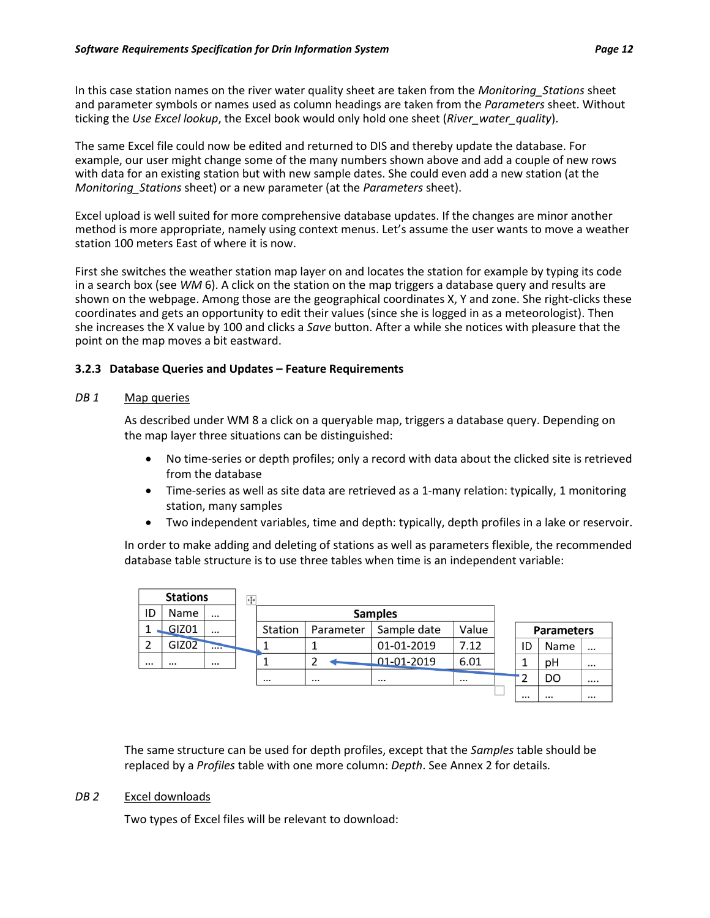In this case station names on the river water quality sheet are taken from the *Monitoring_Stations* sheet and parameter symbols or names used as column headings are taken from the *Parameters* sheet. Without ticking the *Use Excel lookup*, the Excel book would only hold one sheet (*River_water_quality*).

The same Excel file could now be edited and returned to DIS and thereby update the database. For example, our user might change some of the many numbers shown above and add a couple of new rows with data for an existing station but with new sample dates. She could even add a new station (at the *Monitoring_Stations* sheet) or a new parameter (at the *Parameters* sheet).

Excel upload is well suited for more comprehensive database updates. If the changes are minor another method is more appropriate, namely using context menus. Let's assume the user wants to move a weather station 100 meters East of where it is now.

First she switches the weather station map layer on and locates the station for example by typing its code in a search box (see *WM* 6). A click on the station on the map triggers a database query and results are shown on the webpage. Among those are the geographical coordinates X, Y and zone. She right-clicks these coordinates and gets an opportunity to edit their values (since she is logged in as a meteorologist). Then she increases the X value by 100 and clicks a *Save* button. After a while she notices with pleasure that the point on the map moves a bit eastward.

### 3.2.3 Database Queries and Updates – Feature Requirements

*DB 1* Map queries

As described under WM 8 a click on a queryable map, triggers a database query. Depending on the map layer three situations can be distinguished:

- No time-series or depth profiles; only a record with data about the clicked site is retrieved from the database
- Time-series as well as site data are retrieved as a 1-many relation: typically, 1 monitoring station, many samples
- Two independent variables, time and depth: typically, depth profiles in a lake or reservoir.

In order to make adding and deleting of stations as well as parameters flexible, the recommended database table structure is to use three tables when time is an independent variable:

**Stations**

| ID | Name | ... |
|---|---|---|
| 1 | GIZ01 | ... |
| 2 | GIZ02 | .... |
| ... | ... | ... |

**Samples**

| Station | Parameter | Sample date | Value |
|---|---|---|---|
| 1 | 1 | 01-01-2019 | 7.12 |
| 1 | 2 | 01-01-2019 | 6.01 |
| ... | ... | ... | ... |

**Parameters**

| ID | Name | ... |
|---|---|---|
| 1 | pH | ... |
| 2 | DO | .... |
| ... | ... | ... |

The same structure can be used for depth profiles, except that the *Samples* table should be replaced by a *Profiles* table with one more column: *Depth*. See Annex 2 for details.

*DB 2* Excel downloads

Two types of Excel files will be relevant to download: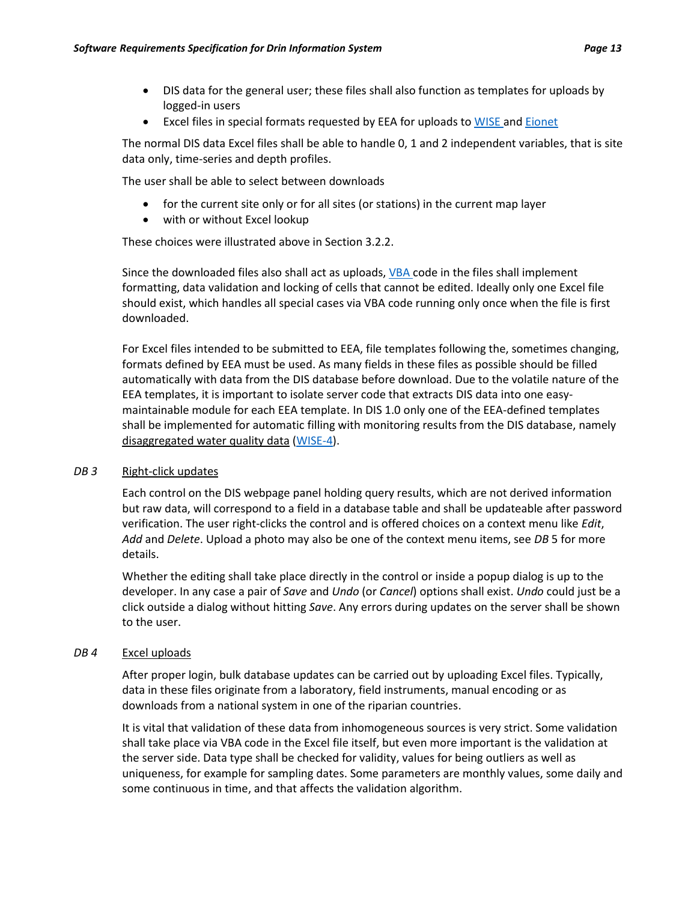- DIS data for the general user; these files shall also function as templates for uploads by logged-in users
- Excel files in special formats requested by EEA for uploads to WISE and Eionet

The normal DIS data Excel files shall be able to handle 0, 1 and 2 independent variables, that is site data only, time-series and depth profiles.

The user shall be able to select between downloads

- for the current site only or for all sites (or stations) in the current map layer
- with or without Excel lookup

These choices were illustrated above in Section 3.2.2.

Since the downloaded files also shall act as uploads, VBA code in the files shall implement formatting, data validation and locking of cells that cannot be edited. Ideally only one Excel file should exist, which handles all special cases via VBA code running only once when the file is first downloaded.

For Excel files intended to be submitted to EEA, file templates following the, sometimes changing, formats defined by EEA must be used. As many fields in these files as possible should be filled automatically with data from the DIS database before download. Due to the volatile nature of the EEA templates, it is important to isolate server code that extracts DIS data into one easy-maintainable module for each EEA template. In DIS 1.0 only one of the EEA-defined templates shall be implemented for automatic filling with monitoring results from the DIS database, namely disaggregated water quality data (WISE-4).

*DB 3* Right-click updates

Each control on the DIS webpage panel holding query results, which are not derived information but raw data, will correspond to a field in a database table and shall be updateable after password verification. The user right-clicks the control and is offered choices on a context menu like *Edit*, *Add* and *Delete*. Upload a photo may also be one of the context menu items, see *DB* 5 for more details.

Whether the editing shall take place directly in the control or inside a popup dialog is up to the developer. In any case a pair of *Save* and *Undo* (or *Cancel*) options shall exist. *Undo* could just be a click outside a dialog without hitting *Save*. Any errors during updates on the server shall be shown to the user.

*DB 4* Excel uploads

After proper login, bulk database updates can be carried out by uploading Excel files. Typically, data in these files originate from a laboratory, field instruments, manual encoding or as downloads from a national system in one of the riparian countries.

It is vital that validation of these data from inhomogeneous sources is very strict. Some validation shall take place via VBA code in the Excel file itself, but even more important is the validation at the server side. Data type shall be checked for validity, values for being outliers as well as uniqueness, for example for sampling dates. Some parameters are monthly values, some daily and some continuous in time, and that affects the validation algorithm.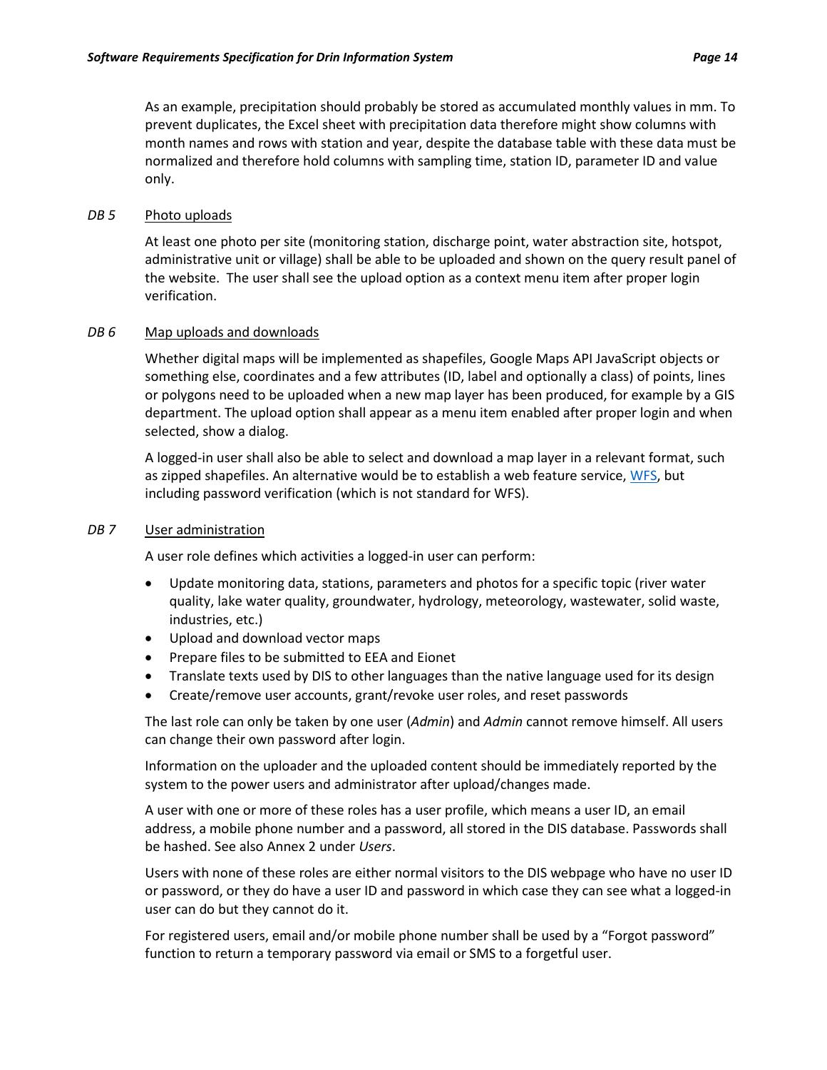As an example, precipitation should probably be stored as accumulated monthly values in mm. To prevent duplicates, the Excel sheet with precipitation data therefore might show columns with month names and rows with station and year, despite the database table with these data must be normalized and therefore hold columns with sampling time, station ID, parameter ID and value only.

*DB 5* Photo uploads

At least one photo per site (monitoring station, discharge point, water abstraction site, hotspot, administrative unit or village) shall be able to be uploaded and shown on the query result panel of the website. The user shall see the upload option as a context menu item after proper login verification.

*DB 6* Map uploads and downloads

Whether digital maps will be implemented as shapefiles, Google Maps API JavaScript objects or something else, coordinates and a few attributes (ID, label and optionally a class) of points, lines or polygons need to be uploaded when a new map layer has been produced, for example by a GIS department. The upload option shall appear as a menu item enabled after proper login and when selected, show a dialog.

A logged-in user shall also be able to select and download a map layer in a relevant format, such as zipped shapefiles. An alternative would be to establish a web feature service, WFS, but including password verification (which is not standard for WFS).

*DB 7* User administration

A user role defines which activities a logged-in user can perform:

- Update monitoring data, stations, parameters and photos for a specific topic (river water quality, lake water quality, groundwater, hydrology, meteorology, wastewater, solid waste, industries, etc.)
- Upload and download vector maps
- Prepare files to be submitted to EEA and Eionet
- Translate texts used by DIS to other languages than the native language used for its design
- Create/remove user accounts, grant/revoke user roles, and reset passwords

The last role can only be taken by one user (*Admin*) and *Admin* cannot remove himself. All users can change their own password after login.

Information on the uploader and the uploaded content should be immediately reported by the system to the power users and administrator after upload/changes made.

A user with one or more of these roles has a user profile, which means a user ID, an email address, a mobile phone number and a password, all stored in the DIS database. Passwords shall be hashed. See also Annex 2 under *Users*.

Users with none of these roles are either normal visitors to the DIS webpage who have no user ID or password, or they do have a user ID and password in which case they can see what a logged-in user can do but they cannot do it.

For registered users, email and/or mobile phone number shall be used by a "Forgot password" function to return a temporary password via email or SMS to a forgetful user.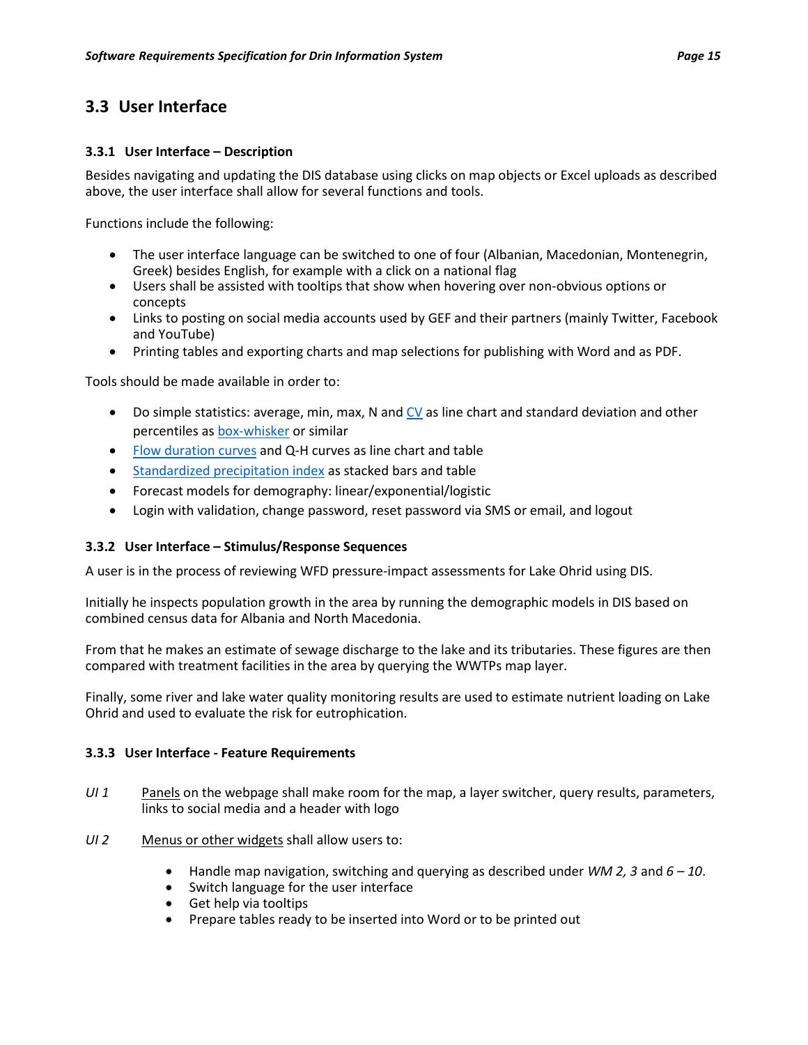## 3.3 User Interface

### 3.3.1 User Interface – Description

Besides navigating and updating the DIS database using clicks on map objects or Excel uploads as described above, the user interface shall allow for several functions and tools.

Functions include the following:

- The user interface language can be switched to one of four (Albanian, Macedonian, Montenegrin, Greek) besides English, for example with a click on a national flag
- Users shall be assisted with tooltips that show when hovering over non-obvious options or concepts
- Links to posting on social media accounts used by GEF and their partners (mainly Twitter, Facebook and YouTube)
- Printing tables and exporting charts and map selections for publishing with Word and as PDF.

Tools should be made available in order to:

- Do simple statistics: average, min, max, N and CV as line chart and standard deviation and other percentiles as box-whisker or similar
- Flow duration curves and Q-H curves as line chart and table
- Standardized precipitation index as stacked bars and table
- Forecast models for demography: linear/exponential/logistic
- Login with validation, change password, reset password via SMS or email, and logout

### 3.3.2 User Interface – Stimulus/Response Sequences

A user is in the process of reviewing WFD pressure-impact assessments for Lake Ohrid using DIS.

Initially he inspects population growth in the area by running the demographic models in DIS based on combined census data for Albania and North Macedonia.

From that he makes an estimate of sewage discharge to the lake and its tributaries. These figures are then compared with treatment facilities in the area by querying the WWTPs map layer.

Finally, some river and lake water quality monitoring results are used to estimate nutrient loading on Lake Ohrid and used to evaluate the risk for eutrophication.

### 3.3.3 User Interface - Feature Requirements

*UI 1* Panels on the webpage shall make room for the map, a layer switcher, query results, parameters, links to social media and a header with logo

*UI 2* Menus or other widgets shall allow users to:

- Handle map navigation, switching and querying as described under *WM 2, 3* and *6 – 10*.
- Switch language for the user interface
- Get help via tooltips
- Prepare tables ready to be inserted into Word or to be printed out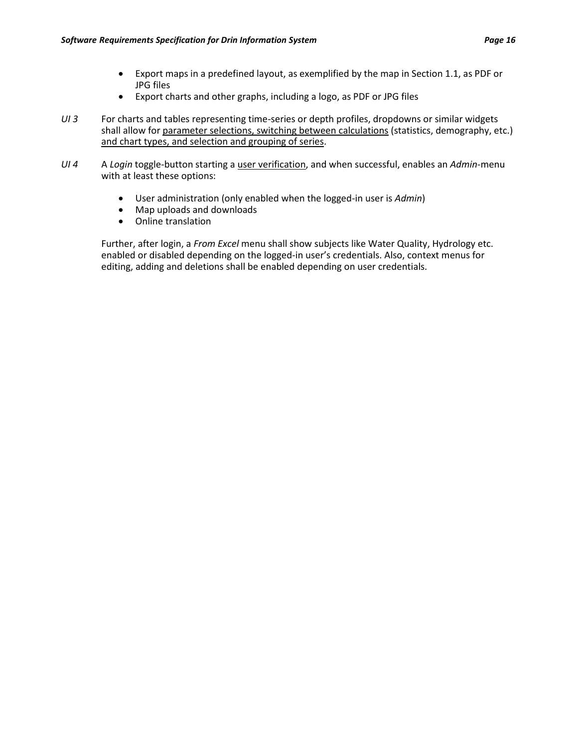- Export maps in a predefined layout, as exemplified by the map in Section 1.1, as PDF or JPG files
- Export charts and other graphs, including a logo, as PDF or JPG files

*UI 3* For charts and tables representing time-series or depth profiles, dropdowns or similar widgets shall allow for <u>parameter selections, switching between calculations</u> (statistics, demography, etc.) <u>and chart types, and selection and grouping of series</u>.

*UI 4* A *Login* toggle-button starting a <u>user verification</u>, and when successful, enables an *Admin*-menu with at least these options:

- User administration (only enabled when the logged-in user is *Admin*)
- Map uploads and downloads
- Online translation

Further, after login, a *From Excel* menu shall show subjects like Water Quality, Hydrology etc. enabled or disabled depending on the logged-in user's credentials. Also, context menus for editing, adding and deletions shall be enabled depending on user credentials.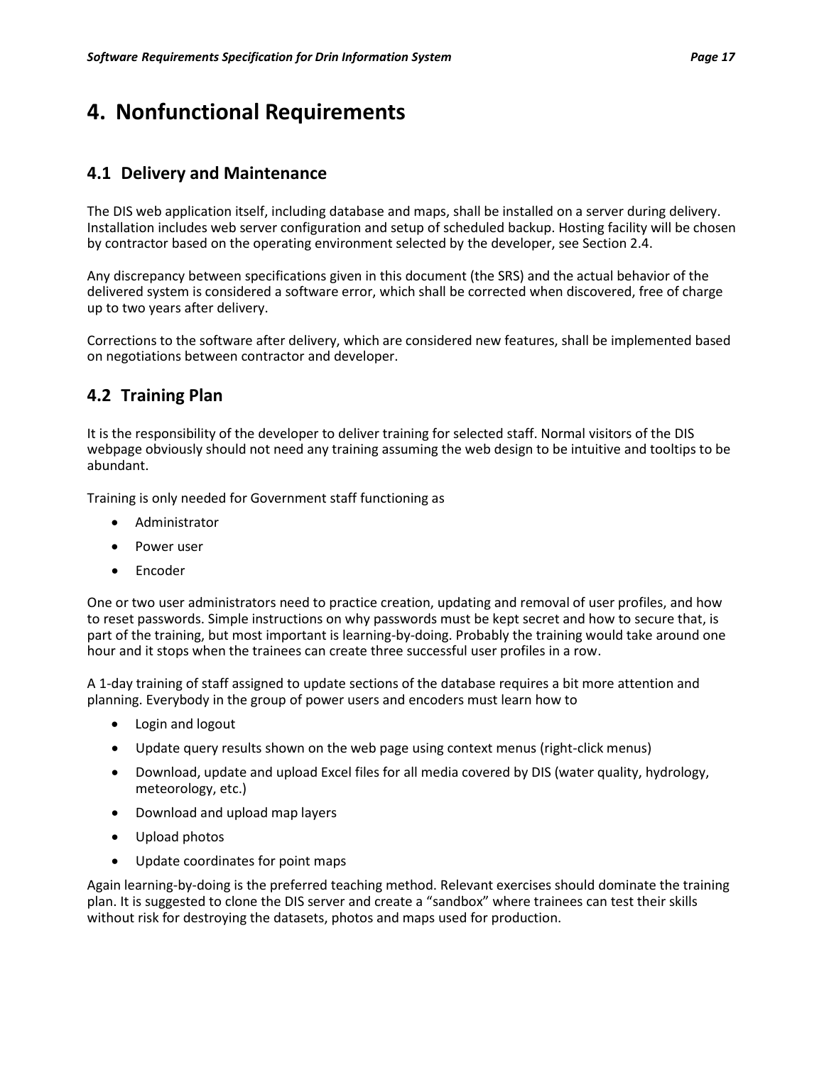# 4. Nonfunctional Requirements

## 4.1 Delivery and Maintenance

The DIS web application itself, including database and maps, shall be installed on a server during delivery. Installation includes web server configuration and setup of scheduled backup. Hosting facility will be chosen by contractor based on the operating environment selected by the developer, see Section 2.4.

Any discrepancy between specifications given in this document (the SRS) and the actual behavior of the delivered system is considered a software error, which shall be corrected when discovered, free of charge up to two years after delivery.

Corrections to the software after delivery, which are considered new features, shall be implemented based on negotiations between contractor and developer.

## 4.2 Training Plan

It is the responsibility of the developer to deliver training for selected staff. Normal visitors of the DIS webpage obviously should not need any training assuming the web design to be intuitive and tooltips to be abundant.

Training is only needed for Government staff functioning as

- Administrator
- Power user
- Encoder

One or two user administrators need to practice creation, updating and removal of user profiles, and how to reset passwords. Simple instructions on why passwords must be kept secret and how to secure that, is part of the training, but most important is learning-by-doing. Probably the training would take around one hour and it stops when the trainees can create three successful user profiles in a row.

A 1-day training of staff assigned to update sections of the database requires a bit more attention and planning. Everybody in the group of power users and encoders must learn how to

- Login and logout
- Update query results shown on the web page using context menus (right-click menus)
- Download, update and upload Excel files for all media covered by DIS (water quality, hydrology, meteorology, etc.)
- Download and upload map layers
- Upload photos
- Update coordinates for point maps

Again learning-by-doing is the preferred teaching method. Relevant exercises should dominate the training plan. It is suggested to clone the DIS server and create a "sandbox" where trainees can test their skills without risk for destroying the datasets, photos and maps used for production.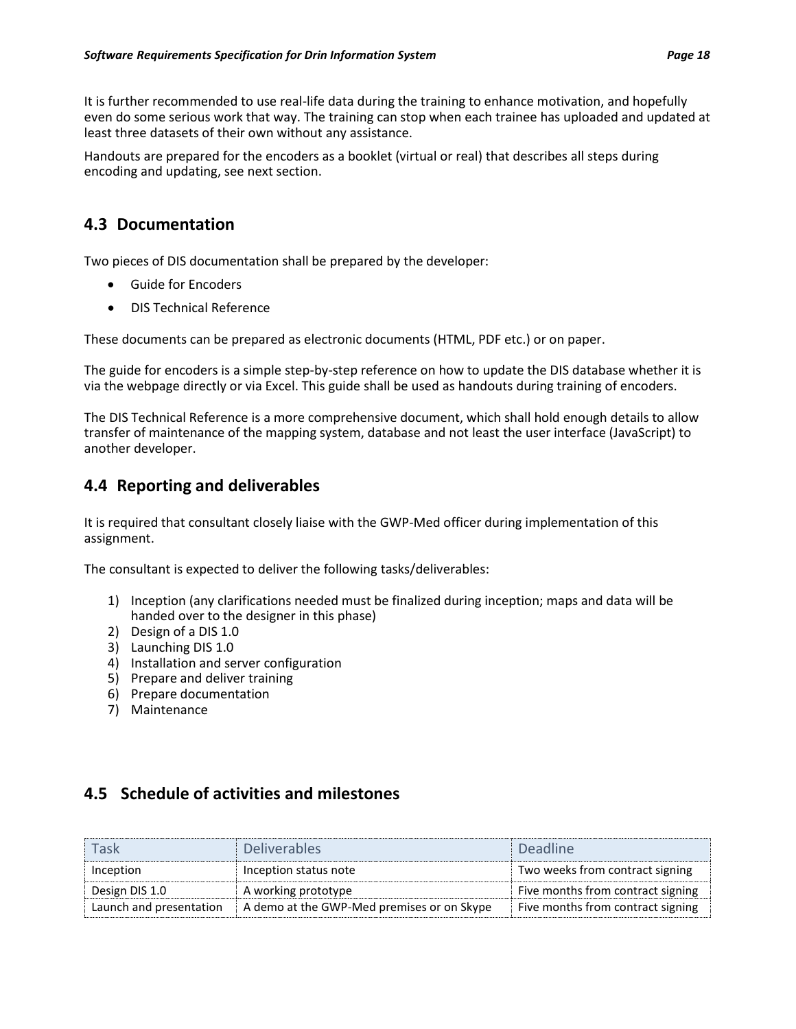It is further recommended to use real-life data during the training to enhance motivation, and hopefully even do some serious work that way. The training can stop when each trainee has uploaded and updated at least three datasets of their own without any assistance.

Handouts are prepared for the encoders as a booklet (virtual or real) that describes all steps during encoding and updating, see next section.

## 4.3 Documentation

Two pieces of DIS documentation shall be prepared by the developer:

- Guide for Encoders
- DIS Technical Reference

These documents can be prepared as electronic documents (HTML, PDF etc.) or on paper.

The guide for encoders is a simple step-by-step reference on how to update the DIS database whether it is via the webpage directly or via Excel. This guide shall be used as handouts during training of encoders.

The DIS Technical Reference is a more comprehensive document, which shall hold enough details to allow transfer of maintenance of the mapping system, database and not least the user interface (JavaScript) to another developer.

## 4.4 Reporting and deliverables

It is required that consultant closely liaise with the GWP-Med officer during implementation of this assignment.

The consultant is expected to deliver the following tasks/deliverables:

1) Inception (any clarifications needed must be finalized during inception; maps and data will be handed over to the designer in this phase)
2) Design of a DIS 1.0
3) Launching DIS 1.0
4) Installation and server configuration
5) Prepare and deliver training
6) Prepare documentation
7) Maintenance

## 4.5 Schedule of activities and milestones

| Task | Deliverables | Deadline |
|---|---|---|
| Inception | Inception status note | Two weeks from contract signing |
| Design DIS 1.0 | A working prototype | Five months from contract signing |
| Launch and presentation | A demo at the GWP-Med premises or on Skype | Five months from contract signing |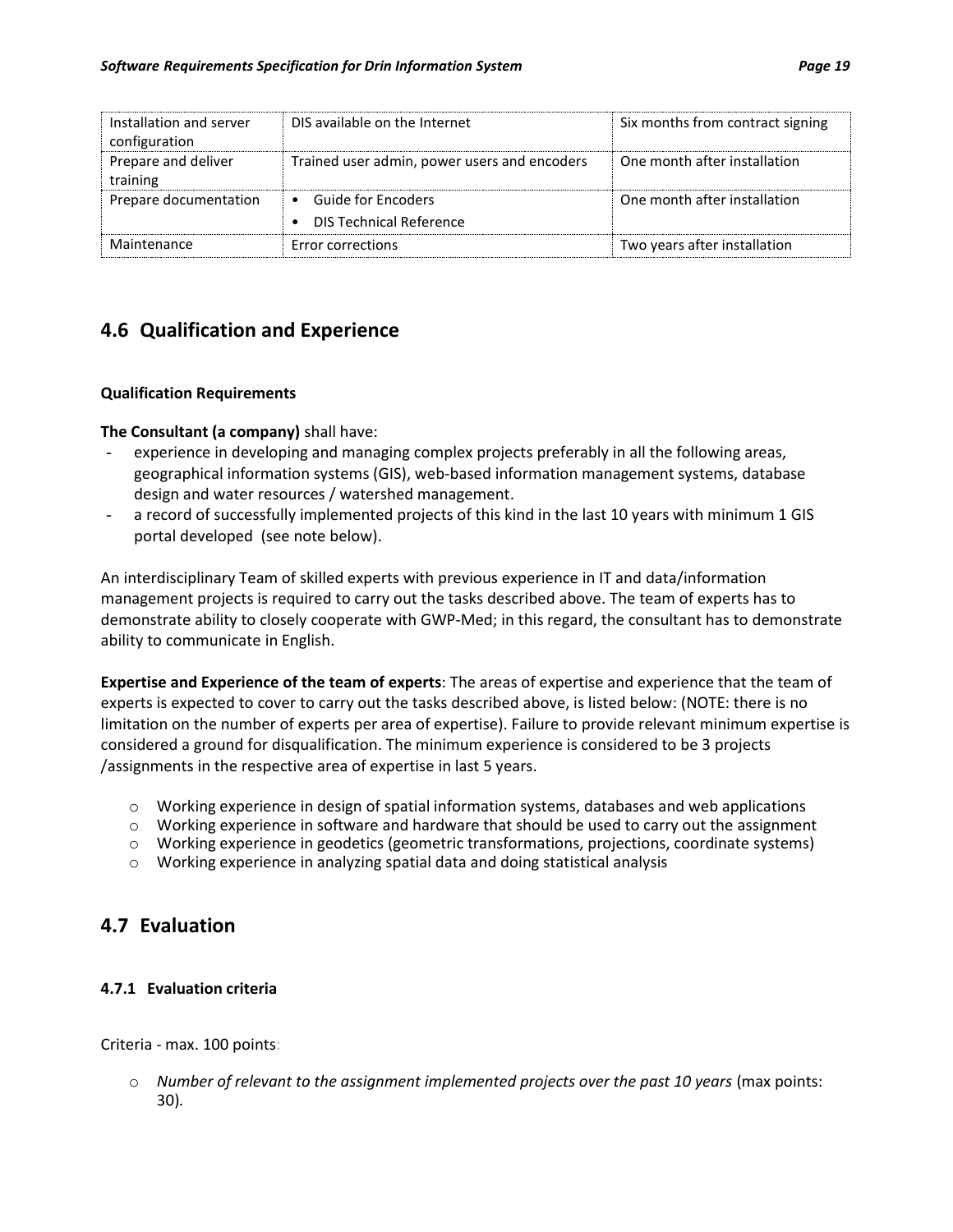| Installation and server configuration | DIS available on the Internet | Six months from contract signing |
|---|---|---|
| Prepare and deliver training | Trained user admin, power users and encoders | One month after installation |
| Prepare documentation | • Guide for Encoders<br>• DIS Technical Reference | One month after installation |
| Maintenance | Error corrections | Two years after installation |

## 4.6 Qualification and Experience

**Qualification Requirements**

**The Consultant (a company)** shall have:

- experience in developing and managing complex projects preferably in all the following areas, geographical information systems (GIS), web-based information management systems, database design and water resources / watershed management.
- a record of successfully implemented projects of this kind in the last 10 years with minimum 1 GIS portal developed (see note below).

An interdisciplinary Team of skilled experts with previous experience in IT and data/information management projects is required to carry out the tasks described above. The team of experts has to demonstrate ability to closely cooperate with GWP-Med; in this regard, the consultant has to demonstrate ability to communicate in English.

**Expertise and Experience of the team of experts**: The areas of expertise and experience that the team of experts is expected to cover to carry out the tasks described above, is listed below: (NOTE: there is no limitation on the number of experts per area of expertise). Failure to provide relevant minimum expertise is considered a ground for disqualification. The minimum experience is considered to be 3 projects /assignments in the respective area of expertise in last 5 years.

- Working experience in design of spatial information systems, databases and web applications
- Working experience in software and hardware that should be used to carry out the assignment
- Working experience in geodetics (geometric transformations, projections, coordinate systems)
- Working experience in analyzing spatial data and doing statistical analysis

## 4.7 Evaluation

### 4.7.1 Evaluation criteria

Criteria - max. 100 points:

- *Number of relevant to the assignment implemented projects over the past 10 years* (max points: 30).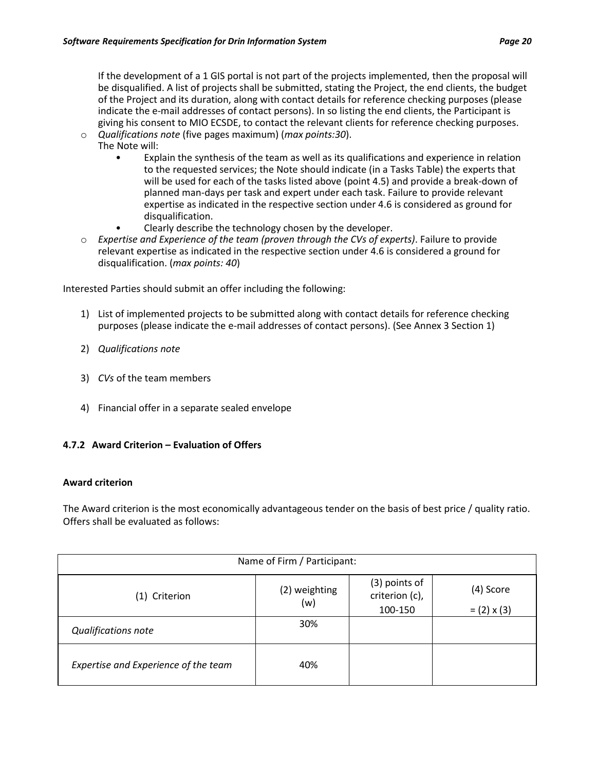If the development of a 1 GIS portal is not part of the projects implemented, then the proposal will be disqualified. A list of projects shall be submitted, stating the Project, the end clients, the budget of the Project and its duration, along with contact details for reference checking purposes (please indicate the e-mail addresses of contact persons). In so listing the end clients, the Participant is giving his consent to MIO ECSDE, to contact the relevant clients for reference checking purposes.

- *Qualifications note* (five pages maximum) (*max points:30*).
  The Note will:
  - Explain the synthesis of the team as well as its qualifications and experience in relation to the requested services; the Note should indicate (in a Tasks Table) the experts that will be used for each of the tasks listed above (point 4.5) and provide a break-down of planned man-days per task and expert under each task. Failure to provide relevant expertise as indicated in the respective section under 4.6 is considered as ground for disqualification.
  - Clearly describe the technology chosen by the developer.
- *Expertise and Experience of the team (proven through the CVs of experts)*. Failure to provide relevant expertise as indicated in the respective section under 4.6 is considered a ground for disqualification. (*max points: 40*)

Interested Parties should submit an offer including the following:

1) List of implemented projects to be submitted along with contact details for reference checking purposes (please indicate the e-mail addresses of contact persons). (See Annex 3 Section 1)
2) *Qualifications note*
3) *CVs* of the team members
4) Financial offer in a separate sealed envelope

### 4.7.2 Award Criterion – Evaluation of Offers

**Award criterion**

The Award criterion is the most economically advantageous tender on the basis of best price / quality ratio. Offers shall be evaluated as follows:

| Name of Firm / Participant: | | | |
|---|---|---|---|
| (1) Criterion | (2) weighting (w) | (3) points of criterion (c), 100-150 | (4) Score = (2) x (3) |
| *Qualifications note* | 30% | | |
| *Expertise and Experience of the team* | 40% | | |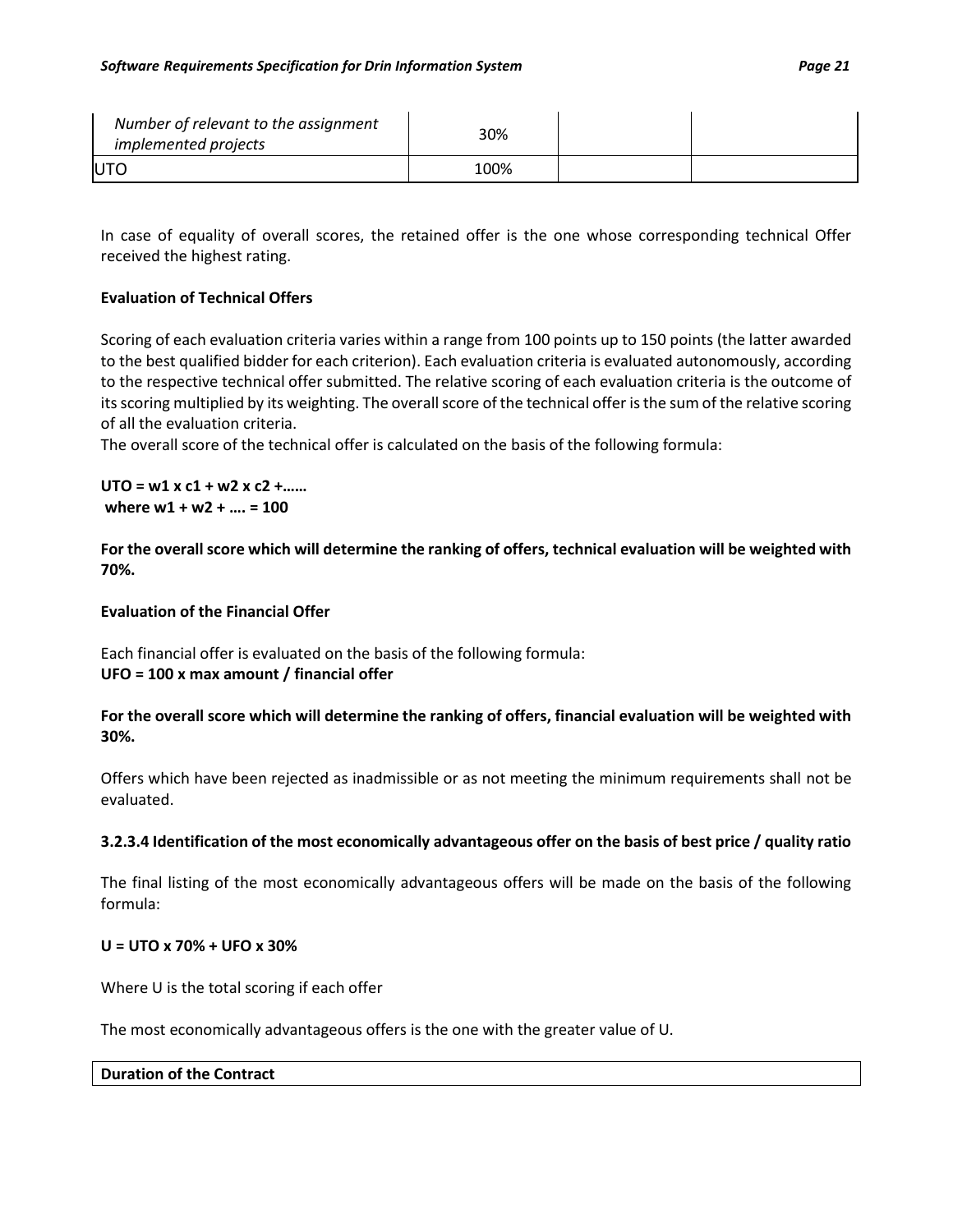| | | | |
|---|---|---|---|
| *Number of relevant to the assignment implemented projects* | 30% | | |
| UTO | 100% | | |

In case of equality of overall scores, the retained offer is the one whose corresponding technical Offer received the highest rating.

**Evaluation of Technical Offers**

Scoring of each evaluation criteria varies within a range from 100 points up to 150 points (the latter awarded to the best qualified bidder for each criterion). Each evaluation criteria is evaluated autonomously, according to the respective technical offer submitted. The relative scoring of each evaluation criteria is the outcome of its scoring multiplied by its weighting. The overall score of the technical offer is the sum of the relative scoring of all the evaluation criteria.
The overall score of the technical offer is calculated on the basis of the following formula:

**$UTO = w_1 \times c_1 + w_2 \times c_2 + \ldots$**
**where $w_1 + w_2 + \ldots = 100$**

**For the overall score which will determine the ranking of offers, technical evaluation will be weighted with 70%.**

**Evaluation of the Financial Offer**

Each financial offer is evaluated on the basis of the following formula:
**UFO = 100 x max amount / financial offer**

**For the overall score which will determine the ranking of offers, financial evaluation will be weighted with 30%.**

Offers which have been rejected as inadmissible or as not meeting the minimum requirements shall not be evaluated.

**3.2.3.4 Identification of the most economically advantageous offer on the basis of best price / quality ratio**

The final listing of the most economically advantageous offers will be made on the basis of the following formula:

**U = UTO x 70% + UFO x 30%**

Where U is the total scoring if each offer

The most economically advantageous offers is the one with the greater value of U.

| **Duration of the Contract** |
|---|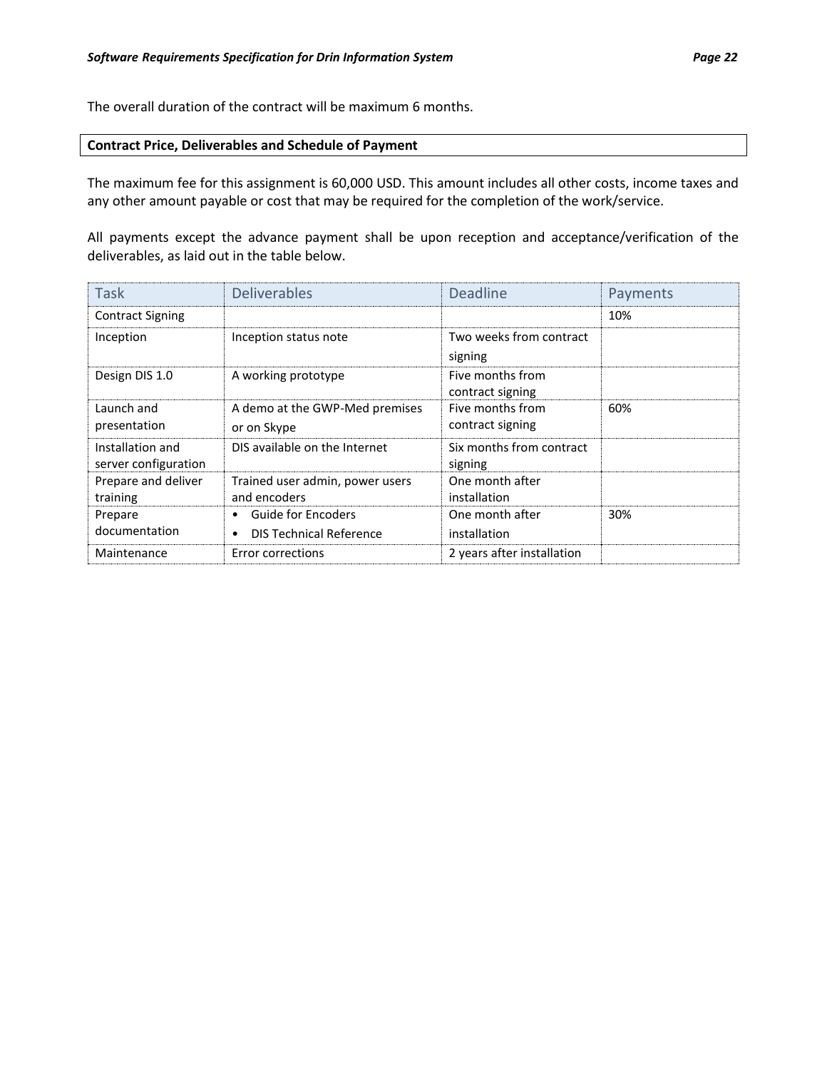The overall duration of the contract will be maximum 6 months.

**Contract Price, Deliverables and Schedule of Payment**

The maximum fee for this assignment is 60,000 USD. This amount includes all other costs, income taxes and any other amount payable or cost that may be required for the completion of the work/service.

All payments except the advance payment shall be upon reception and acceptance/verification of the deliverables, as laid out in the table below.

| Task | Deliverables | Deadline | Payments |
|---|---|---|---|
| Contract Signing | | | 10% |
| Inception | Inception status note | Two weeks from contract signing | |
| Design DIS 1.0 | A working prototype | Five months from contract signing | |
| Launch and presentation | A demo at the GWP-Med premises or on Skype | Five months from contract signing | 60% |
| Installation and server configuration | DIS available on the Internet | Six months from contract signing | |
| Prepare and deliver training | Trained user admin, power users and encoders | One month after installation | |
| Prepare documentation | • Guide for Encoders<br>• DIS Technical Reference | One month after installation | 30% |
| Maintenance | Error corrections | 2 years after installation | |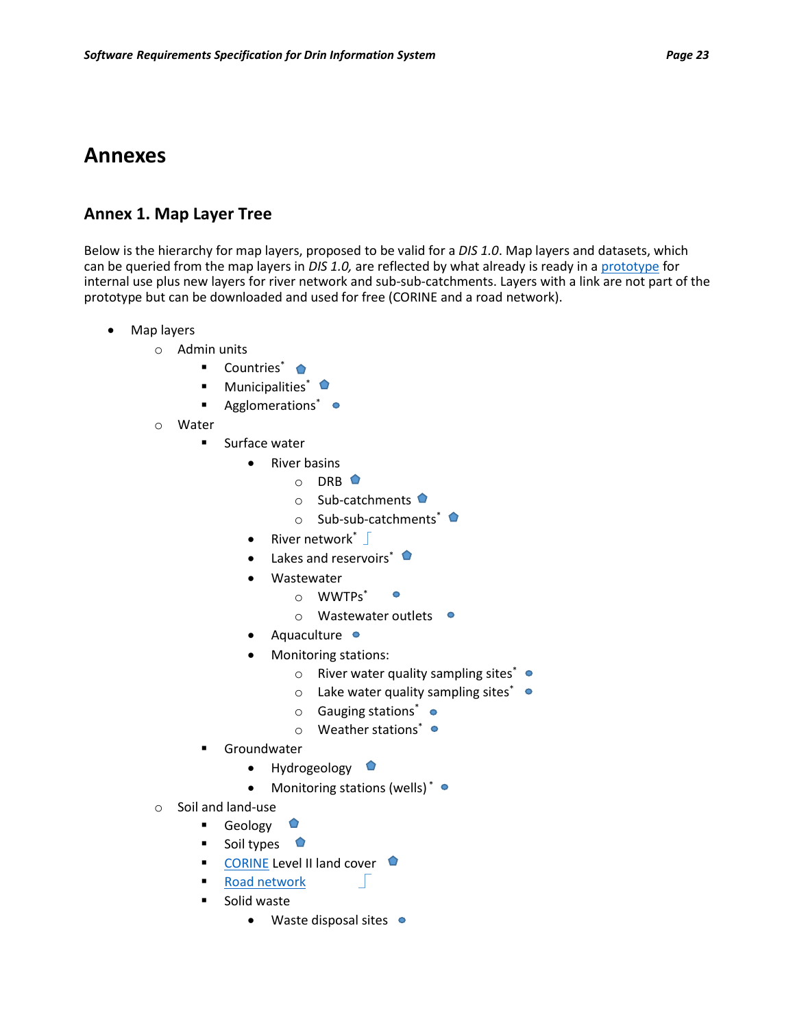# Annexes

## Annex 1. Map Layer Tree

Below is the hierarchy for map layers, proposed to be valid for a *DIS 1.0*. Map layers and datasets, which can be queried from the map layers in *DIS 1.0,* are reflected by what already is ready in a prototype for internal use plus new layers for river network and sub-sub-catchments. Layers with a link are not part of the prototype but can be downloaded and used for free (CORINE and a road network).

- Map layers
  - Admin units
    - Countries*
    - Municipalities*
    - Agglomerations*
  - Water
    - Surface water
      - River basins
        - DRB
        - Sub-catchments
        - Sub-sub-catchments*
      - River network*
      - Lakes and reservoirs*
      - Wastewater
        - WWTPs*
        - Wastewater outlets
      - Aquaculture
      - Monitoring stations:
        - River water quality sampling sites*
        - Lake water quality sampling sites*
        - Gauging stations*
        - Weather stations*
    - Groundwater
      - Hydrogeology
      - Monitoring stations (wells)*
  - Soil and land-use
    - Geology
    - Soil types
    - CORINE Level II land cover
    - Road network
    - Solid waste
      - Waste disposal sites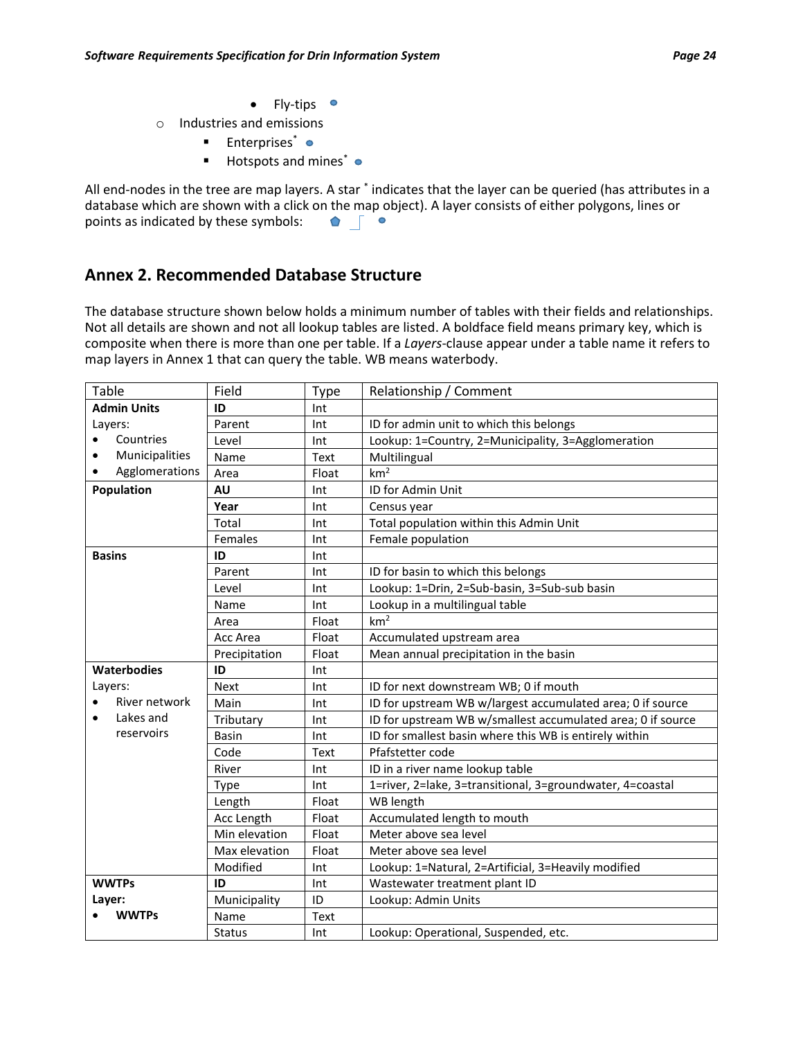- Fly-tips
- Industries and emissions
  - Enterprises*
  - Hotspots and mines*

All end-nodes in the tree are map layers. A star * indicates that the layer can be queried (has attributes in a database which are shown with a click on the map object). A layer consists of either polygons, lines or points as indicated by these symbols:

## Annex 2. Recommended Database Structure

The database structure shown below holds a minimum number of tables with their fields and relationships. Not all details are shown and not all lookup tables are listed. A boldface field means primary key, which is composite when there is more than one per table. If a *Layers*-clause appear under a table name it refers to map layers in Annex 1 that can query the table. WB means waterbody.

| Table | Field | Type | Relationship / Comment |
|---|---|---|---|
| **Admin Units** | **ID** | Int | |
| Layers: | Parent | Int | ID for admin unit to which this belongs |
| • Countries | Level | Int | Lookup: 1=Country, 2=Municipality, 3=Agglomeration |
| • Municipalities | Name | Text | Multilingual |
| • Agglomerations | Area | Float | km$^2$ |
| **Population** | **AU** | Int | ID for Admin Unit |
| | **Year** | Int | Census year |
| | Total | Int | Total population within this Admin Unit |
| | Females | Int | Female population |
| **Basins** | **ID** | Int | |
| | Parent | Int | ID for basin to which this belongs |
| | Level | Int | Lookup: 1=Drin, 2=Sub-basin, 3=Sub-sub basin |
| | Name | Int | Lookup in a multilingual table |
| | Area | Float | km$^2$ |
| | Acc Area | Float | Accumulated upstream area |
| | Precipitation | Float | Mean annual precipitation in the basin |
| **Waterbodies** | **ID** | Int | |
| Layers: | Next | Int | ID for next downstream WB; 0 if mouth |
| • River network | Main | Int | ID for upstream WB w/largest accumulated area; 0 if source |
| • Lakes and reservoirs | Tributary | Int | ID for upstream WB w/smallest accumulated area; 0 if source |
| | Basin | Int | ID for smallest basin where this WB is entirely within |
| | Code | Text | Pfafstetter code |
| | River | Int | ID in a river name lookup table |
| | Type | Int | 1=river, 2=lake, 3=transitional, 3=groundwater, 4=coastal |
| | Length | Float | WB length |
| | Acc Length | Float | Accumulated length to mouth |
| | Min elevation | Float | Meter above sea level |
| | Max elevation | Float | Meter above sea level |
| | Modified | Int | Lookup: 1=Natural, 2=Artificial, 3=Heavily modified |
| **WWTPs** | **ID** | Int | Wastewater treatment plant ID |
| **Layer:** | Municipality | ID | Lookup: Admin Units |
| • **WWTPs** | Name | Text | |
| | Status | Int | Lookup: Operational, Suspended, etc. |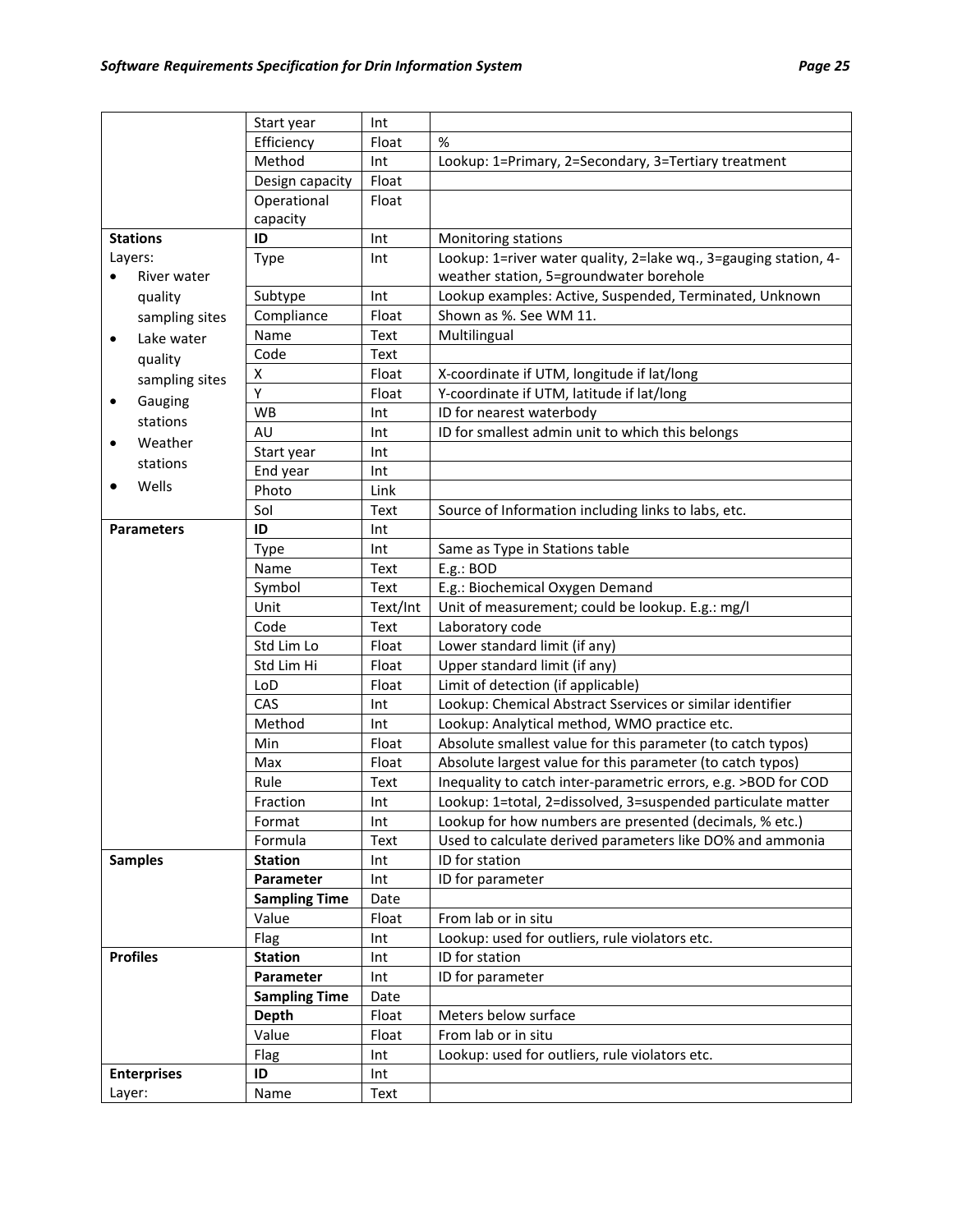| | | | |
|---|---|---|---|
| | Start year | Int | |
| | Efficiency | Float | % |
| | Method | Int | Lookup: 1=Primary, 2=Secondary, 3=Tertiary treatment |
| | Design capacity | Float | |
| | Operational capacity | Float | |
| **Stations** | **ID** | Int | Monitoring stations |
| Layers: | Type | Int | Lookup: 1=river water quality, 2=lake wq., 3=gauging station, 4-weather station, 5=groundwater borehole |
| • River water quality sampling sites | Subtype | Int | Lookup examples: Active, Suspended, Terminated, Unknown |
| • Lake water quality sampling sites | Compliance | Float | Shown as %. See WM 11. |
| • Gauging stations | Name | Text | Multilingual |
| • Weather stations | Code | Text | |
| • Wells | X | Float | X-coordinate if UTM, longitude if lat/long |
| | Y | Float | Y-coordinate if UTM, latitude if lat/long |
| | WB | Int | ID for nearest waterbody |
| | AU | Int | ID for smallest admin unit to which this belongs |
| | Start year | Int | |
| | End year | Int | |
| | Photo | Link | |
| | SoI | Text | Source of Information including links to labs, etc. |
| **Parameters** | **ID** | Int | |
| | Type | Int | Same as Type in Stations table |
| | Name | Text | E.g.: BOD |
| | Symbol | Text | E.g.: Biochemical Oxygen Demand |
| | Unit | Text/Int | Unit of measurement; could be lookup. E.g.: mg/l |
| | Code | Text | Laboratory code |
| | Std Lim Lo | Float | Lower standard limit (if any) |
| | Std Lim Hi | Float | Upper standard limit (if any) |
| | LoD | Float | Limit of detection (if applicable) |
| | CAS | Int | Lookup: Chemical Abstract Sservices or similar identifier |
| | Method | Int | Lookup: Analytical method, WMO practice etc. |
| | Min | Float | Absolute smallest value for this parameter (to catch typos) |
| | Max | Float | Absolute largest value for this parameter (to catch typos) |
| | Rule | Text | Inequality to catch inter-parametric errors, e.g. >BOD for COD |
| | Fraction | Int | Lookup: 1=total, 2=dissolved, 3=suspended particulate matter |
| | Format | Int | Lookup for how numbers are presented (decimals, % etc.) |
| | Formula | Text | Used to calculate derived parameters like DO% and ammonia |
| **Samples** | **Station** | Int | ID for station |
| | **Parameter** | Int | ID for parameter |
| | **Sampling Time** | Date | |
| | Value | Float | From lab or in situ |
| | Flag | Int | Lookup: used for outliers, rule violators etc. |
| **Profiles** | **Station** | Int | ID for station |
| | **Parameter** | Int | ID for parameter |
| | **Sampling Time** | Date | |
| | **Depth** | Float | Meters below surface |
| | Value | Float | From lab or in situ |
| | Flag | Int | Lookup: used for outliers, rule violators etc. |
| **Enterprises** | **ID** | Int | |
| Layer: | Name | Text | |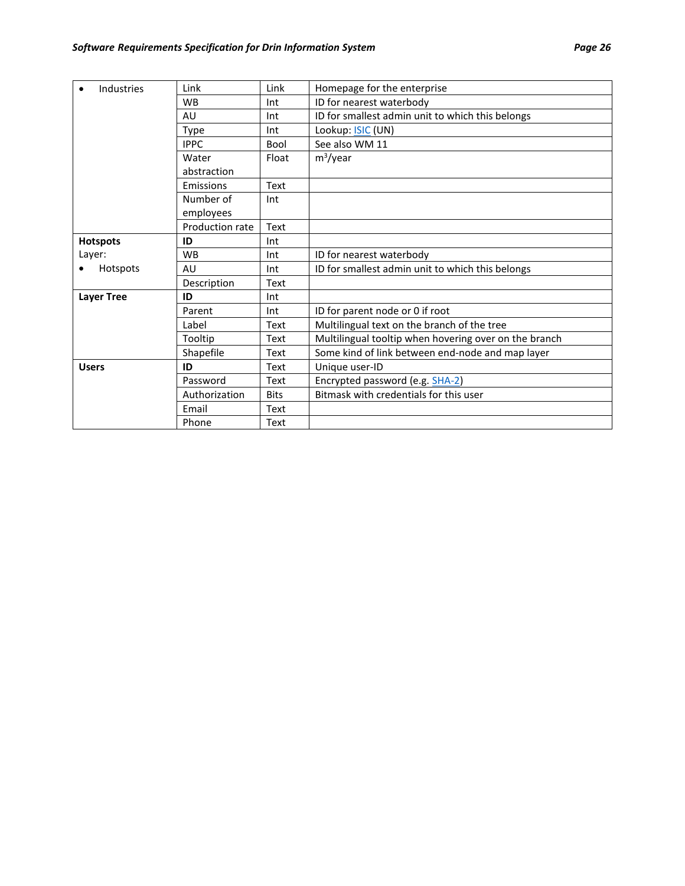| | | | |
|---|---|---|---|
| • Industries | Link | Link | Homepage for the enterprise |
| | WB | Int | ID for nearest waterbody |
| | AU | Int | ID for smallest admin unit to which this belongs |
| | Type | Int | Lookup: ISIC (UN) |
| | IPPC | Bool | See also WM 11 |
| | Water abstraction | Float | $m^3$/year |
| | Emissions | Text | |
| | Number of employees | Int | |
| | Production rate | Text | |
| **Hotspots** Layer: • Hotspots | **ID** | Int | |
| | WB | Int | ID for nearest waterbody |
| | AU | Int | ID for smallest admin unit to which this belongs |
| | Description | Text | |
| **Layer Tree** | **ID** | Int | |
| | Parent | Int | ID for parent node or 0 if root |
| | Label | Text | Multilingual text on the branch of the tree |
| | Tooltip | Text | Multilingual tooltip when hovering over on the branch |
| | Shapefile | Text | Some kind of link between end-node and map layer |
| **Users** | **ID** | Text | Unique user-ID |
| | Password | Text | Encrypted password (e.g. SHA-2) |
| | Authorization | Bits | Bitmask with credentials for this user |
| | Email | Text | |
| | Phone | Text | |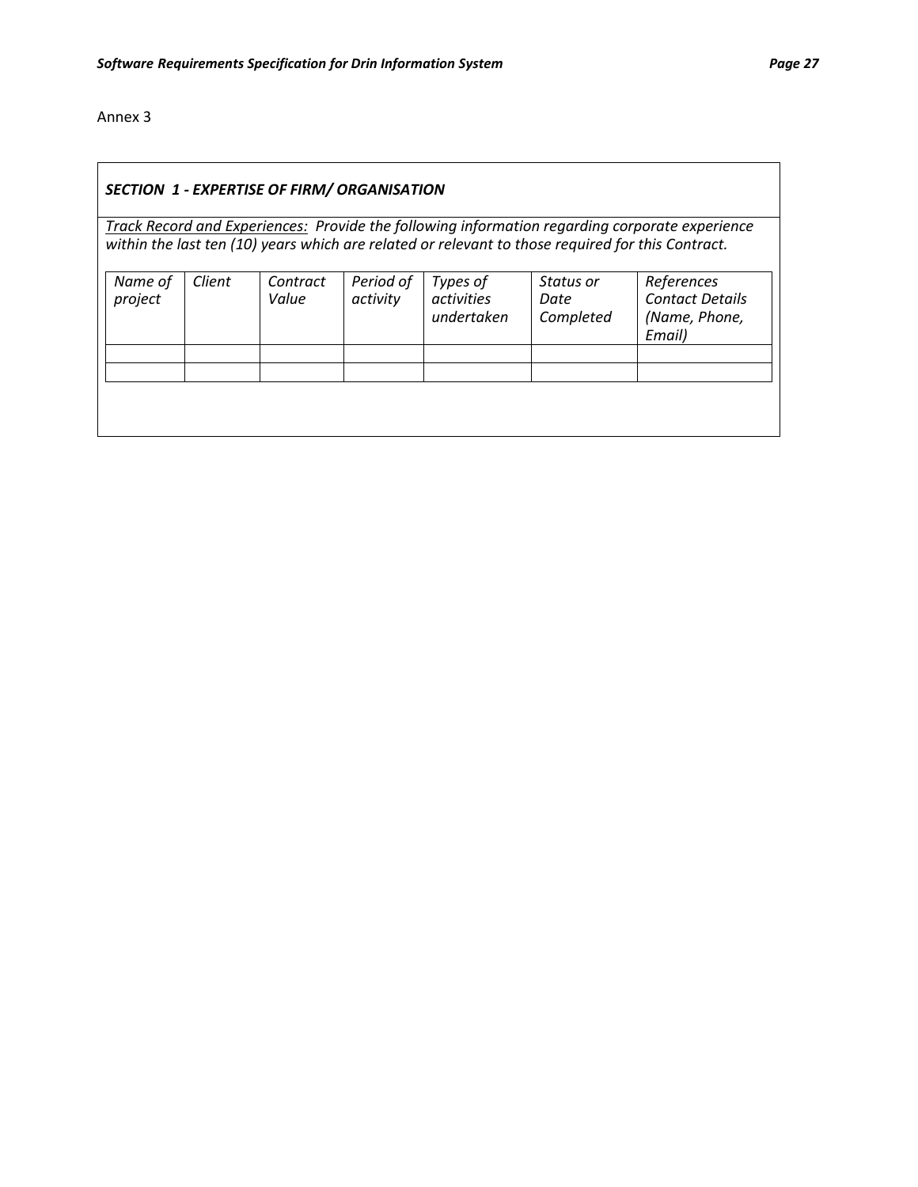Annex 3

***SECTION 1 - EXPERTISE OF FIRM/ ORGANISATION***

*<u>Track Record and Experiences:</u> Provide the following information regarding corporate experience within the last ten (10) years which are related or relevant to those required for this Contract.*

| *Name of project* | *Client* | *Contract Value* | *Period of activity* | *Types of activities undertaken* | *Status or Date Completed* | *References Contact Details (Name, Phone, Email)* |
|---|---|---|---|---|---|---|
| | | | | | | |
| | | | | | | |